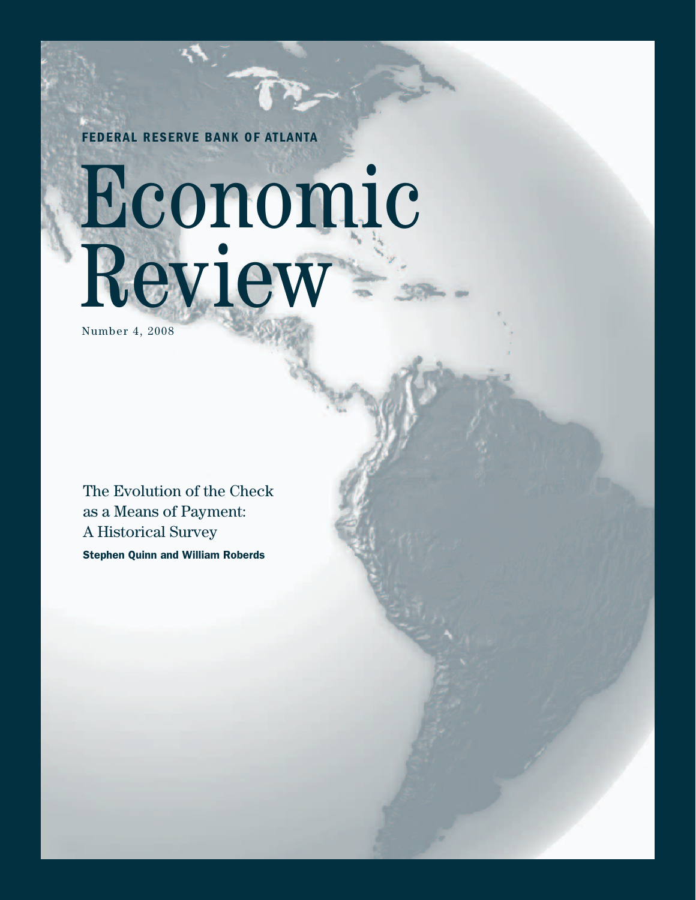**FEDERAL RESERVE BANK OF ATLANTA**

# Economic Review

Number 4, 2008

The Evolution of the Check as a Means of Payment: A Historical Survey

**Stephen Quinn and William Roberds**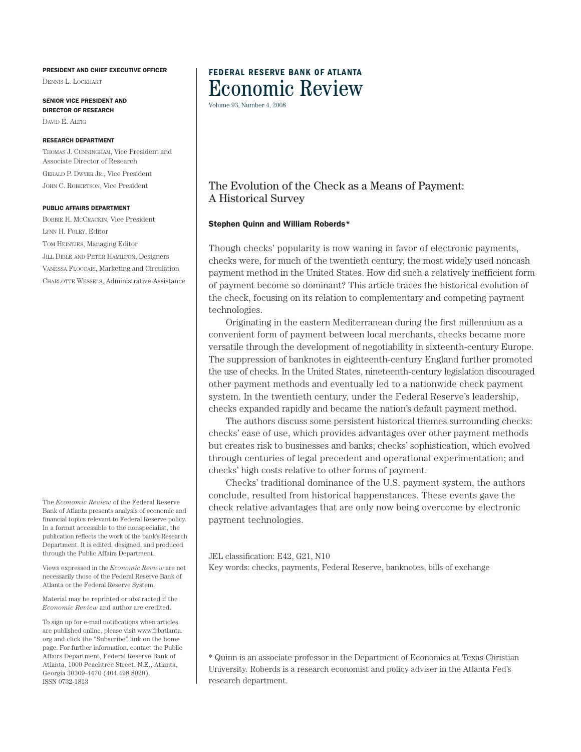**PRESIDENT AND CHIEF EXECUTIVE OFFICER**
Dennis L. Lockhart

**SENIOR VICE PRESIDENT AND DIRECTOR OF RESEARCH**
David E. Altig

**RESEARCH DEPARTMENT**
Thomas J. Cunningham, Vice President and Associate Director of Research
Gerald P. Dwyer Jr., Vice President
John C. Robertson, Vice President

**PUBLIC AFFAIRS DEPARTMENT**
Bobbie H. McCrackin, Vice President
Lynn H. Foley, Editor
Tom Heintjes, Managing Editor
Jill Dible and Peter Hamilton, Designers
Vanessa Floccari, Marketing and Circulation
Charlotte Wessels, Administrative Assistance

The *Economic Review* of the Federal Reserve Bank of Atlanta presents analysis of economic and financial topics relevant to Federal Reserve policy. In a format accessible to the nonspecialist, the publication reflects the work of the bank's Research Department. It is edited, designed, and produced through the Public Affairs Department.

Views expressed in the *Economic Review* are not necessarily those of the Federal Reserve Bank of Atlanta or the Federal Reserve System.

Material may be reprinted or abstracted if the *Economic Review* and author are credited.

To sign up for e-mail notifications when articles are published online, please visit www.frbatlanta.org and click the "Subscribe" link on the home page. For further information, contact the Public Affairs Department, Federal Reserve Bank of Atlanta, 1000 Peachtree Street, N.E., Atlanta, Georgia 30309-4470 (404.498.8020).
ISSN 0732-1813

**FEDERAL RESERVE BANK OF ATLANTA**
# Economic Review
Volume 93, Number 4, 2008

## The Evolution of the Check as a Means of Payment: A Historical Survey

**Stephen Quinn and William Roberds***

Though checks' popularity is now waning in favor of electronic payments, checks were, for much of the twentieth century, the most widely used noncash payment method in the United States. How did such a relatively inefficient form of payment become so dominant? This article traces the historical evolution of the check, focusing on its relation to complementary and competing payment technologies.

Originating in the eastern Mediterranean during the first millennium as a convenient form of payment between local merchants, checks became more versatile through the development of negotiability in sixteenth-century Europe. The suppression of banknotes in eighteenth-century England further promoted the use of checks. In the United States, nineteenth-century legislation discouraged other payment methods and eventually led to a nationwide check payment system. In the twentieth century, under the Federal Reserve's leadership, checks expanded rapidly and became the nation's default payment method.

The authors discuss some persistent historical themes surrounding checks: checks' ease of use, which provides advantages over other payment methods but creates risk to businesses and banks; checks' sophistication, which evolved through centuries of legal precedent and operational experimentation; and checks' high costs relative to other forms of payment.

Checks' traditional dominance of the U.S. payment system, the authors conclude, resulted from historical happenstances. These events gave the check relative advantages that are only now being overcome by electronic payment technologies.

JEL classification: E42, G21, N10
Key words: checks, payments, Federal Reserve, banknotes, bills of exchange

\* Quinn is an associate professor in the Department of Economics at Texas Christian University. Roberds is a research economist and policy adviser in the Atlanta Fed's research department.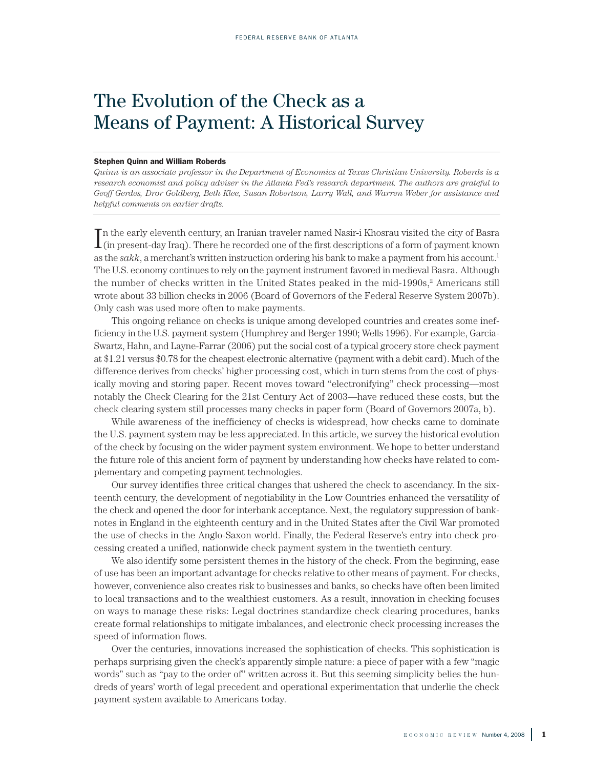# The Evolution of the Check as a Means of Payment: A Historical Survey

**Stephen Quinn and William Roberds**

*Quinn is an associate professor in the Department of Economics at Texas Christian University. Roberds is a research economist and policy adviser in the Atlanta Fed's research department. The authors are grateful to Geoff Gerdes, Dror Goldberg, Beth Klee, Susan Robertson, Larry Wall, and Warren Weber for assistance and helpful comments on earlier drafts.*

In the early eleventh century, an Iranian traveler named Nasir-i Khosrau visited the city of Basra (in present-day Iraq). There he recorded one of the first descriptions of a form of payment known as the *sakk*, a merchant's written instruction ordering his bank to make a payment from his account.[1] The U.S. economy continues to rely on the payment instrument favored in medieval Basra. Although the number of checks written in the United States peaked in the mid-1990s,[2] Americans still wrote about 33 billion checks in 2006 (Board of Governors of the Federal Reserve System 2007b). Only cash was used more often to make payments.

This ongoing reliance on checks is unique among developed countries and creates some inefficiency in the U.S. payment system (Humphrey and Berger 1990; Wells 1996). For example, Garcia-Swartz, Hahn, and Layne-Farrar (2006) put the social cost of a typical grocery store check payment at $1.21 versus $0.78 for the cheapest electronic alternative (payment with a debit card). Much of the difference derives from checks' higher processing cost, which in turn stems from the cost of physically moving and storing paper. Recent moves toward "electronifying" check processing—most notably the Check Clearing for the 21st Century Act of 2003—have reduced these costs, but the check clearing system still processes many checks in paper form (Board of Governors 2007a, b).

While awareness of the inefficiency of checks is widespread, how checks came to dominate the U.S. payment system may be less appreciated. In this article, we survey the historical evolution of the check by focusing on the wider payment system environment. We hope to better understand the future role of this ancient form of payment by understanding how checks have related to complementary and competing payment technologies.

Our survey identifies three critical changes that ushered the check to ascendancy. In the sixteenth century, the development of negotiability in the Low Countries enhanced the versatility of the check and opened the door for interbank acceptance. Next, the regulatory suppression of banknotes in England in the eighteenth century and in the United States after the Civil War promoted the use of checks in the Anglo-Saxon world. Finally, the Federal Reserve's entry into check processing created a unified, nationwide check payment system in the twentieth century.

We also identify some persistent themes in the history of the check. From the beginning, ease of use has been an important advantage for checks relative to other means of payment. For checks, however, convenience also creates risk to businesses and banks, so checks have often been limited to local transactions and to the wealthiest customers. As a result, innovation in checking focuses on ways to manage these risks: Legal doctrines standardize check clearing procedures, banks create formal relationships to mitigate imbalances, and electronic check processing increases the speed of information flows.

Over the centuries, innovations increased the sophistication of checks. This sophistication is perhaps surprising given the check's apparently simple nature: a piece of paper with a few "magic words" such as "pay to the order of" written across it. But this seeming simplicity belies the hundreds of years' worth of legal precedent and operational experimentation that underlie the check payment system available to Americans today.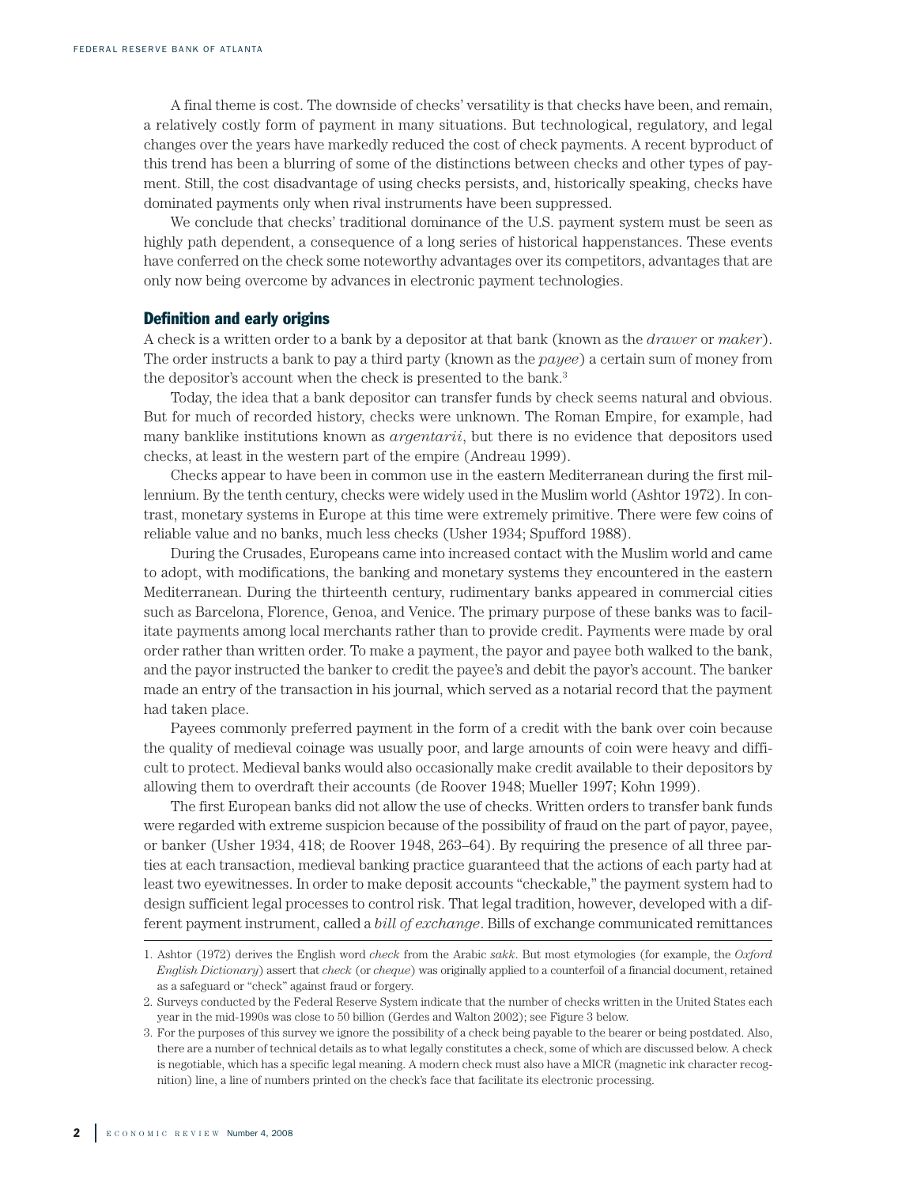A final theme is cost. The downside of checks' versatility is that checks have been, and remain, a relatively costly form of payment in many situations. But technological, regulatory, and legal changes over the years have markedly reduced the cost of check payments. A recent byproduct of this trend has been a blurring of some of the distinctions between checks and other types of payment. Still, the cost disadvantage of using checks persists, and, historically speaking, checks have dominated payments only when rival instruments have been suppressed.

We conclude that checks' traditional dominance of the U.S. payment system must be seen as highly path dependent, a consequence of a long series of historical happenstances. These events have conferred on the check some noteworthy advantages over its competitors, advantages that are only now being overcome by advances in electronic payment technologies.

## Definition and early origins

A check is a written order to a bank by a depositor at that bank (known as the *drawer* or *maker*). The order instructs a bank to pay a third party (known as the *payee*) a certain sum of money from the depositor's account when the check is presented to the bank.[3]

Today, the idea that a bank depositor can transfer funds by check seems natural and obvious. But for much of recorded history, checks were unknown. The Roman Empire, for example, had many banklike institutions known as *argentarii*, but there is no evidence that depositors used checks, at least in the western part of the empire (Andreau 1999).

Checks appear to have been in common use in the eastern Mediterranean during the first millennium. By the tenth century, checks were widely used in the Muslim world (Ashtor 1972). In contrast, monetary systems in Europe at this time were extremely primitive. There were few coins of reliable value and no banks, much less checks (Usher 1934; Spufford 1988).

During the Crusades, Europeans came into increased contact with the Muslim world and came to adopt, with modifications, the banking and monetary systems they encountered in the eastern Mediterranean. During the thirteenth century, rudimentary banks appeared in commercial cities such as Barcelona, Florence, Genoa, and Venice. The primary purpose of these banks was to facilitate payments among local merchants rather than to provide credit. Payments were made by oral order rather than written order. To make a payment, the payor and payee both walked to the bank, and the payor instructed the banker to credit the payee's and debit the payor's account. The banker made an entry of the transaction in his journal, which served as a notarial record that the payment had taken place.

Payees commonly preferred payment in the form of a credit with the bank over coin because the quality of medieval coinage was usually poor, and large amounts of coin were heavy and difficult to protect. Medieval banks would also occasionally make credit available to their depositors by allowing them to overdraft their accounts (de Roover 1948; Mueller 1997; Kohn 1999).

The first European banks did not allow the use of checks. Written orders to transfer bank funds were regarded with extreme suspicion because of the possibility of fraud on the part of payor, payee, or banker (Usher 1934, 418; de Roover 1948, 263–64). By requiring the presence of all three parties at each transaction, medieval banking practice guaranteed that the actions of each party had at least two eyewitnesses. In order to make deposit accounts "checkable," the payment system had to design sufficient legal processes to control risk. That legal tradition, however, developed with a different payment instrument, called a *bill of exchange*. Bills of exchange communicated remittances

1. Ashtor (1972) derives the English word *check* from the Arabic *sakk*. But most etymologies (for example, the *Oxford English Dictionary*) assert that *check* (or *cheque*) was originally applied to a counterfoil of a financial document, retained as a safeguard or "check" against fraud or forgery.

2. Surveys conducted by the Federal Reserve System indicate that the number of checks written in the United States each year in the mid-1990s was close to 50 billion (Gerdes and Walton 2002); see Figure 3 below.

3. For the purposes of this survey we ignore the possibility of a check being payable to the bearer or being postdated. Also, there are a number of technical details as to what legally constitutes a check, some of which are discussed below. A check is negotiable, which has a specific legal meaning. A modern check must also have a MICR (magnetic ink character recognition) line, a line of numbers printed on the check's face that facilitate its electronic processing.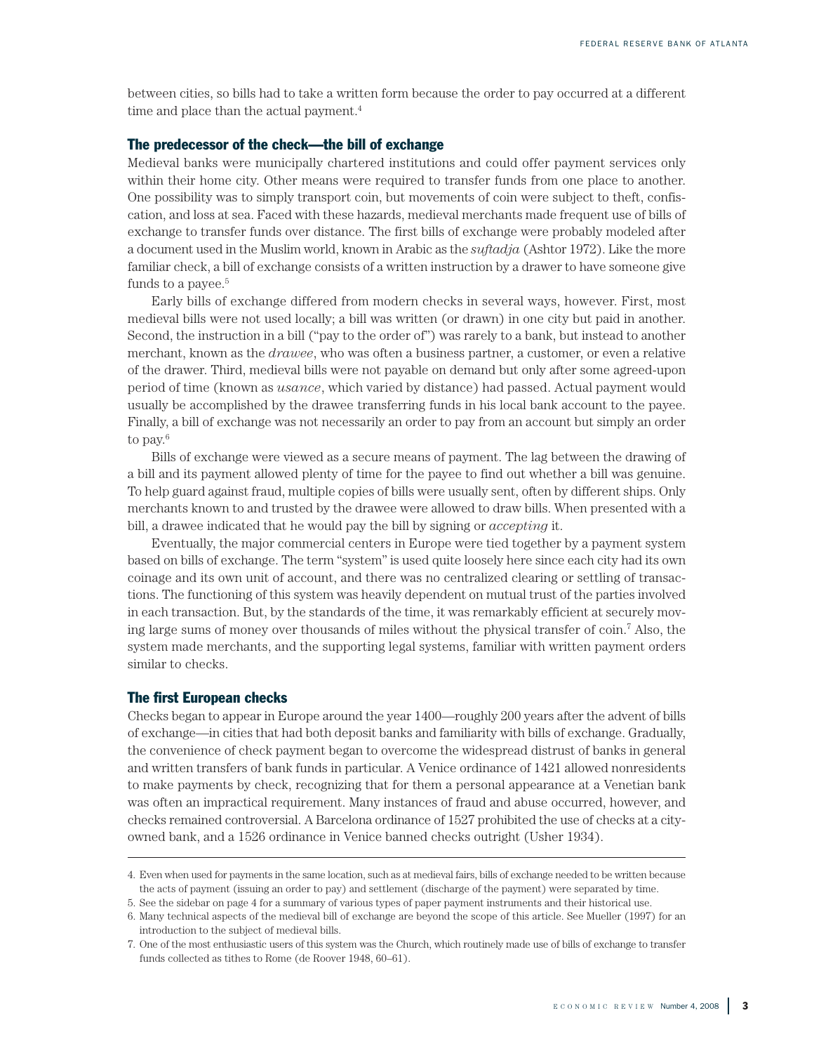between cities, so bills had to take a written form because the order to pay occurred at a different time and place than the actual payment.[4]

## The predecessor of the check—the bill of exchange

Medieval banks were municipally chartered institutions and could offer payment services only within their home city. Other means were required to transfer funds from one place to another. One possibility was to simply transport coin, but movements of coin were subject to theft, confiscation, and loss at sea. Faced with these hazards, medieval merchants made frequent use of bills of exchange to transfer funds over distance. The first bills of exchange were probably modeled after a document used in the Muslim world, known in Arabic as the *suftadja* (Ashtor 1972). Like the more familiar check, a bill of exchange consists of a written instruction by a drawer to have someone give funds to a payee.[5]

Early bills of exchange differed from modern checks in several ways, however. First, most medieval bills were not used locally; a bill was written (or drawn) in one city but paid in another. Second, the instruction in a bill ("pay to the order of") was rarely to a bank, but instead to another merchant, known as the *drawee*, who was often a business partner, a customer, or even a relative of the drawer. Third, medieval bills were not payable on demand but only after some agreed-upon period of time (known as *usance*, which varied by distance) had passed. Actual payment would usually be accomplished by the drawee transferring funds in his local bank account to the payee. Finally, a bill of exchange was not necessarily an order to pay from an account but simply an order to pay.[6]

Bills of exchange were viewed as a secure means of payment. The lag between the drawing of a bill and its payment allowed plenty of time for the payee to find out whether a bill was genuine. To help guard against fraud, multiple copies of bills were usually sent, often by different ships. Only merchants known to and trusted by the drawee were allowed to draw bills. When presented with a bill, a drawee indicated that he would pay the bill by signing or *accepting* it.

Eventually, the major commercial centers in Europe were tied together by a payment system based on bills of exchange. The term "system" is used quite loosely here since each city had its own coinage and its own unit of account, and there was no centralized clearing or settling of transactions. The functioning of this system was heavily dependent on mutual trust of the parties involved in each transaction. But, by the standards of the time, it was remarkably efficient at securely moving large sums of money over thousands of miles without the physical transfer of coin.[7] Also, the system made merchants, and the supporting legal systems, familiar with written payment orders similar to checks.

## The first European checks

Checks began to appear in Europe around the year 1400—roughly 200 years after the advent of bills of exchange—in cities that had both deposit banks and familiarity with bills of exchange. Gradually, the convenience of check payment began to overcome the widespread distrust of banks in general and written transfers of bank funds in particular. A Venice ordinance of 1421 allowed nonresidents to make payments by check, recognizing that for them a personal appearance at a Venetian bank was often an impractical requirement. Many instances of fraud and abuse occurred, however, and checks remained controversial. A Barcelona ordinance of 1527 prohibited the use of checks at a city-owned bank, and a 1526 ordinance in Venice banned checks outright (Usher 1934).

---

4. Even when used for payments in the same location, such as at medieval fairs, bills of exchange needed to be written because the acts of payment (issuing an order to pay) and settlement (discharge of the payment) were separated by time.

5. See the sidebar on page 4 for a summary of various types of paper payment instruments and their historical use.

6. Many technical aspects of the medieval bill of exchange are beyond the scope of this article. See Mueller (1997) for an introduction to the subject of medieval bills.

7. One of the most enthusiastic users of this system was the Church, which routinely made use of bills of exchange to transfer funds collected as tithes to Rome (de Roover 1948, 60–61).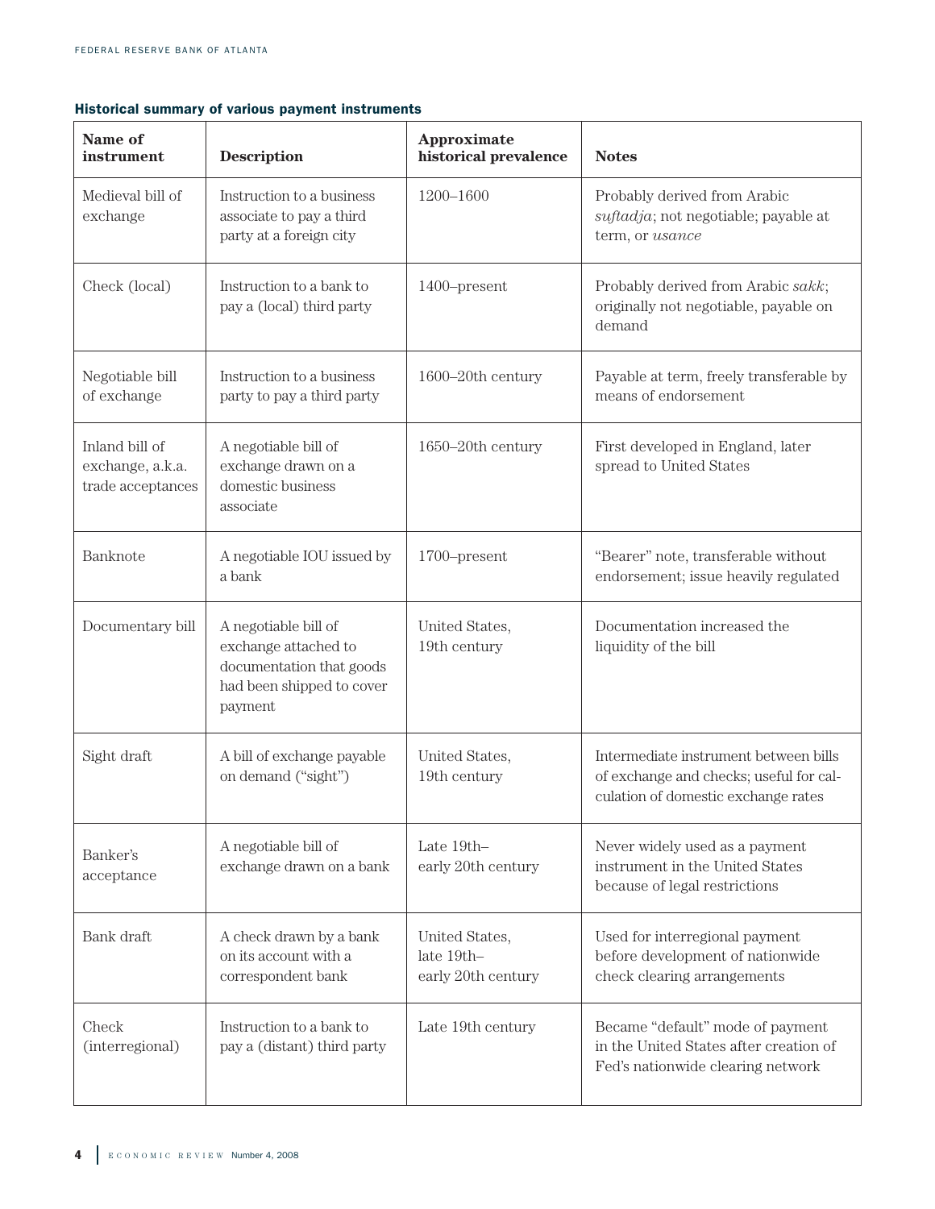**Historical summary of various payment instruments**

| Name of instrument | Description | Approximate historical prevalence | Notes |
| --- | --- | --- | --- |
| Medieval bill of exchange | Instruction to a business associate to pay a third party at a foreign city | 1200–1600 | Probably derived from Arabic *suftadja*; not negotiable; payable at term, or *usance* |
| Check (local) | Instruction to a bank to pay a (local) third party | 1400–present | Probably derived from Arabic *sakk*; originally not negotiable, payable on demand |
| Negotiable bill of exchange | Instruction to a business party to pay a third party | 1600–20th century | Payable at term, freely transferable by means of endorsement |
| Inland bill of exchange, a.k.a. trade acceptances | A negotiable bill of exchange drawn on a domestic business associate | 1650–20th century | First developed in England, later spread to United States |
| Banknote | A negotiable IOU issued by a bank | 1700–present | "Bearer" note, transferable without endorsement; issue heavily regulated |
| Documentary bill | A negotiable bill of exchange attached to documentation that goods had been shipped to cover payment | United States, 19th century | Documentation increased the liquidity of the bill |
| Sight draft | A bill of exchange payable on demand ("sight") | United States, 19th century | Intermediate instrument between bills of exchange and checks; useful for calculation of domestic exchange rates |
| Banker's acceptance | A negotiable bill of exchange drawn on a bank | Late 19th–early 20th century | Never widely used as a payment instrument in the United States because of legal restrictions |
| Bank draft | A check drawn by a bank on its account with a correspondent bank | United States, late 19th–early 20th century | Used for interregional payment before development of nationwide check clearing arrangements |
| Check (interregional) | Instruction to a bank to pay a (distant) third party | Late 19th century | Became "default" mode of payment in the United States after creation of Fed's nationwide clearing network |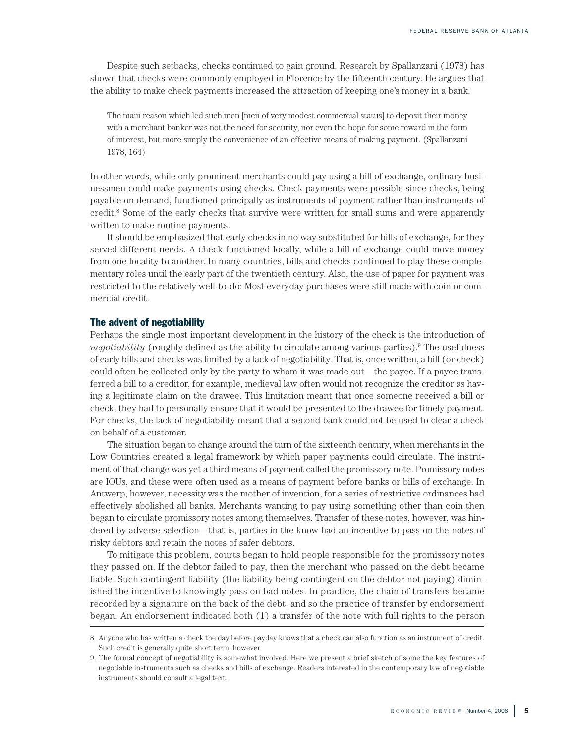Despite such setbacks, checks continued to gain ground. Research by Spallanzani (1978) has shown that checks were commonly employed in Florence by the fifteenth century. He argues that the ability to make check payments increased the attraction of keeping one's money in a bank:

> The main reason which led such men [men of very modest commercial status] to deposit their money with a merchant banker was not the need for security, nor even the hope for some reward in the form of interest, but more simply the convenience of an effective means of making payment. (Spallanzani 1978, 164)

In other words, while only prominent merchants could pay using a bill of exchange, ordinary businessmen could make payments using checks. Check payments were possible since checks, being payable on demand, functioned principally as instruments of payment rather than instruments of credit.[8] Some of the early checks that survive were written for small sums and were apparently written to make routine payments.

It should be emphasized that early checks in no way substituted for bills of exchange, for they served different needs. A check functioned locally, while a bill of exchange could move money from one locality to another. In many countries, bills and checks continued to play these complementary roles until the early part of the twentieth century. Also, the use of paper for payment was restricted to the relatively well-to-do: Most everyday purchases were still made with coin or commercial credit.

## The advent of negotiability

Perhaps the single most important development in the history of the check is the introduction of *negotiability* (roughly defined as the ability to circulate among various parties).[9] The usefulness of early bills and checks was limited by a lack of negotiability. That is, once written, a bill (or check) could often be collected only by the party to whom it was made out—the payee. If a payee transferred a bill to a creditor, for example, medieval law often would not recognize the creditor as having a legitimate claim on the drawee. This limitation meant that once someone received a bill or check, they had to personally ensure that it would be presented to the drawee for timely payment. For checks, the lack of negotiability meant that a second bank could not be used to clear a check on behalf of a customer.

The situation began to change around the turn of the sixteenth century, when merchants in the Low Countries created a legal framework by which paper payments could circulate. The instrument of that change was yet a third means of payment called the promissory note. Promissory notes are IOUs, and these were often used as a means of payment before banks or bills of exchange. In Antwerp, however, necessity was the mother of invention, for a series of restrictive ordinances had effectively abolished all banks. Merchants wanting to pay using something other than coin then began to circulate promissory notes among themselves. Transfer of these notes, however, was hindered by adverse selection—that is, parties in the know had an incentive to pass on the notes of risky debtors and retain the notes of safer debtors.

To mitigate this problem, courts began to hold people responsible for the promissory notes they passed on. If the debtor failed to pay, then the merchant who passed on the debt became liable. Such contingent liability (the liability being contingent on the debtor not paying) diminished the incentive to knowingly pass on bad notes. In practice, the chain of transfers became recorded by a signature on the back of the debt, and so the practice of transfer by endorsement began. An endorsement indicated both (1) a transfer of the note with full rights to the person

---

8. Anyone who has written a check the day before payday knows that a check can also function as an instrument of credit. Such credit is generally quite short term, however.

9. The formal concept of negotiability is somewhat involved. Here we present a brief sketch of some the key features of negotiable instruments such as checks and bills of exchange. Readers interested in the contemporary law of negotiable instruments should consult a legal text.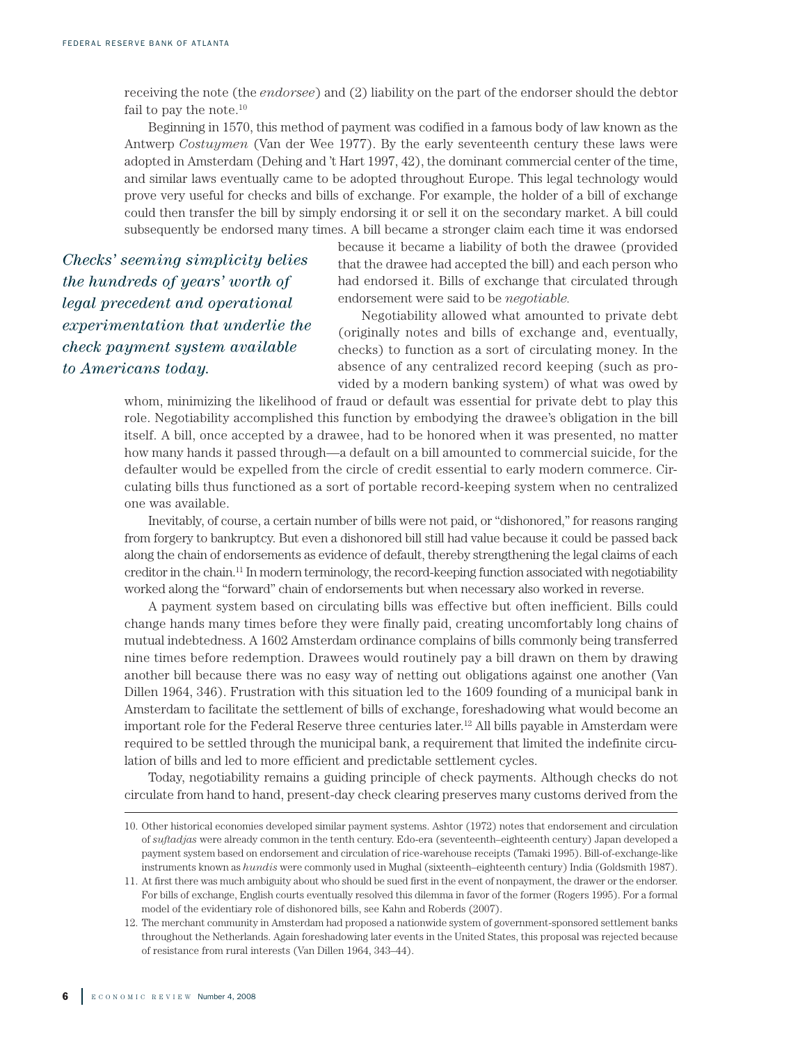receiving the note (the *endorsee*) and (2) liability on the part of the endorser should the debtor fail to pay the note.[10]

Beginning in 1570, this method of payment was codified in a famous body of law known as the Antwerp *Costuymen* (Van der Wee 1977). By the early seventeenth century these laws were adopted in Amsterdam (Dehing and 't Hart 1997, 42), the dominant commercial center of the time, and similar laws eventually came to be adopted throughout Europe. This legal technology would prove very useful for checks and bills of exchange. For example, the holder of a bill of exchange could then transfer the bill by simply endorsing it or sell it on the secondary market. A bill could subsequently be endorsed many times. A bill became a stronger claim each time it was endorsed because it became a liability of both the drawee (provided that the drawee had accepted the bill) and each person who had endorsed it. Bills of exchange that circulated through endorsement were said to be *negotiable.*

*Checks' seeming simplicity belies the hundreds of years' worth of legal precedent and operational experimentation that underlie the check payment system available to Americans today.*

Negotiability allowed what amounted to private debt (originally notes and bills of exchange and, eventually, checks) to function as a sort of circulating money. In the absence of any centralized record keeping (such as provided by a modern banking system) of what was owed by whom, minimizing the likelihood of fraud or default was essential for private debt to play this role. Negotiability accomplished this function by embodying the drawee's obligation in the bill itself. A bill, once accepted by a drawee, had to be honored when it was presented, no matter how many hands it passed through—a default on a bill amounted to commercial suicide, for the defaulter would be expelled from the circle of credit essential to early modern commerce. Circulating bills thus functioned as a sort of portable record-keeping system when no centralized one was available.

Inevitably, of course, a certain number of bills were not paid, or "dishonored," for reasons ranging from forgery to bankruptcy. But even a dishonored bill still had value because it could be passed back along the chain of endorsements as evidence of default, thereby strengthening the legal claims of each creditor in the chain.[11] In modern terminology, the record-keeping function associated with negotiability worked along the "forward" chain of endorsements but when necessary also worked in reverse.

A payment system based on circulating bills was effective but often inefficient. Bills could change hands many times before they were finally paid, creating uncomfortably long chains of mutual indebtedness. A 1602 Amsterdam ordinance complains of bills commonly being transferred nine times before redemption. Drawees would routinely pay a bill drawn on them by drawing another bill because there was no easy way of netting out obligations against one another (Van Dillen 1964, 346). Frustration with this situation led to the 1609 founding of a municipal bank in Amsterdam to facilitate the settlement of bills of exchange, foreshadowing what would become an important role for the Federal Reserve three centuries later.[12] All bills payable in Amsterdam were required to be settled through the municipal bank, a requirement that limited the indefinite circulation of bills and led to more efficient and predictable settlement cycles.

Today, negotiability remains a guiding principle of check payments. Although checks do not circulate from hand to hand, present-day check clearing preserves many customs derived from the

---

10. Other historical economies developed similar payment systems. Ashtor (1972) notes that endorsement and circulation of *suftadjas* were already common in the tenth century. Edo-era (seventeenth–eighteenth century) Japan developed a payment system based on endorsement and circulation of rice-warehouse receipts (Tamaki 1995). Bill-of-exchange-like instruments known as *hundis* were commonly used in Mughal (sixteenth–eighteenth century) India (Goldsmith 1987).

11. At first there was much ambiguity about who should be sued first in the event of nonpayment, the drawer or the endorser. For bills of exchange, English courts eventually resolved this dilemma in favor of the former (Rogers 1995). For a formal model of the evidentiary role of dishonored bills, see Kahn and Roberds (2007).

12. The merchant community in Amsterdam had proposed a nationwide system of government-sponsored settlement banks throughout the Netherlands. Again foreshadowing later events in the United States, this proposal was rejected because of resistance from rural interests (Van Dillen 1964, 343–44).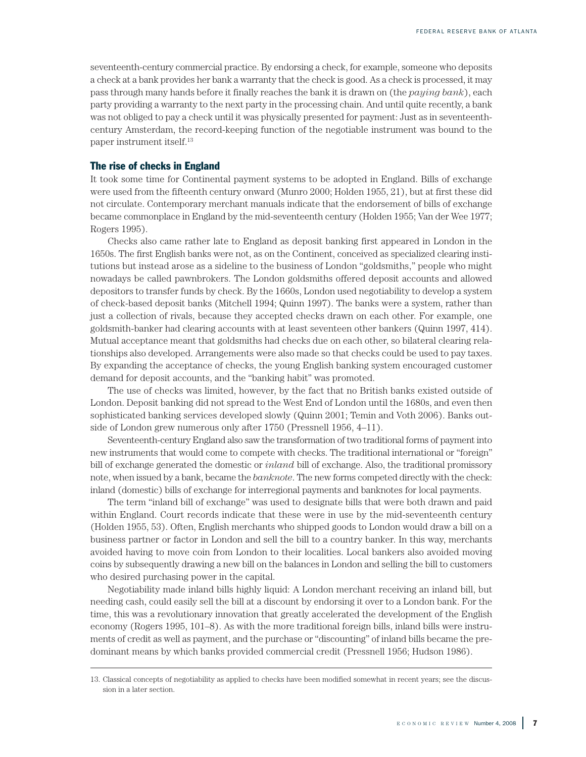seventeenth-century commercial practice. By endorsing a check, for example, someone who deposits a check at a bank provides her bank a warranty that the check is good. As a check is processed, it may pass through many hands before it finally reaches the bank it is drawn on (the *paying bank*), each party providing a warranty to the next party in the processing chain. And until quite recently, a bank was not obliged to pay a check until it was physically presented for payment: Just as in seventeenth-century Amsterdam, the record-keeping function of the negotiable instrument was bound to the paper instrument itself.[13]

## The rise of checks in England

It took some time for Continental payment systems to be adopted in England. Bills of exchange were used from the fifteenth century onward (Munro 2000; Holden 1955, 21), but at first these did not circulate. Contemporary merchant manuals indicate that the endorsement of bills of exchange became commonplace in England by the mid-seventeenth century (Holden 1955; Van der Wee 1977; Rogers 1995).

Checks also came rather late to England as deposit banking first appeared in London in the 1650s. The first English banks were not, as on the Continent, conceived as specialized clearing institutions but instead arose as a sideline to the business of London "goldsmiths," people who might nowadays be called pawnbrokers. The London goldsmiths offered deposit accounts and allowed depositors to transfer funds by check. By the 1660s, London used negotiability to develop a system of check-based deposit banks (Mitchell 1994; Quinn 1997). The banks were a system, rather than just a collection of rivals, because they accepted checks drawn on each other. For example, one goldsmith-banker had clearing accounts with at least seventeen other bankers (Quinn 1997, 414). Mutual acceptance meant that goldsmiths had checks due on each other, so bilateral clearing relationships also developed. Arrangements were also made so that checks could be used to pay taxes. By expanding the acceptance of checks, the young English banking system encouraged customer demand for deposit accounts, and the "banking habit" was promoted.

The use of checks was limited, however, by the fact that no British banks existed outside of London. Deposit banking did not spread to the West End of London until the 1680s, and even then sophisticated banking services developed slowly (Quinn 2001; Temin and Voth 2006). Banks outside of London grew numerous only after 1750 (Pressnell 1956, 4–11).

Seventeenth-century England also saw the transformation of two traditional forms of payment into new instruments that would come to compete with checks. The traditional international or "foreign" bill of exchange generated the domestic or *inland* bill of exchange. Also, the traditional promissory note, when issued by a bank, became the *banknote*. The new forms competed directly with the check: inland (domestic) bills of exchange for interregional payments and banknotes for local payments.

The term "inland bill of exchange" was used to designate bills that were both drawn and paid within England. Court records indicate that these were in use by the mid-seventeenth century (Holden 1955, 53). Often, English merchants who shipped goods to London would draw a bill on a business partner or factor in London and sell the bill to a country banker. In this way, merchants avoided having to move coin from London to their localities. Local bankers also avoided moving coins by subsequently drawing a new bill on the balances in London and selling the bill to customers who desired purchasing power in the capital.

Negotiability made inland bills highly liquid: A London merchant receiving an inland bill, but needing cash, could easily sell the bill at a discount by endorsing it over to a London bank. For the time, this was a revolutionary innovation that greatly accelerated the development of the English economy (Rogers 1995, 101–8). As with the more traditional foreign bills, inland bills were instruments of credit as well as payment, and the purchase or "discounting" of inland bills became the predominant means by which banks provided commercial credit (Pressnell 1956; Hudson 1986).

---

13. Classical concepts of negotiability as applied to checks have been modified somewhat in recent years; see the discussion in a later section.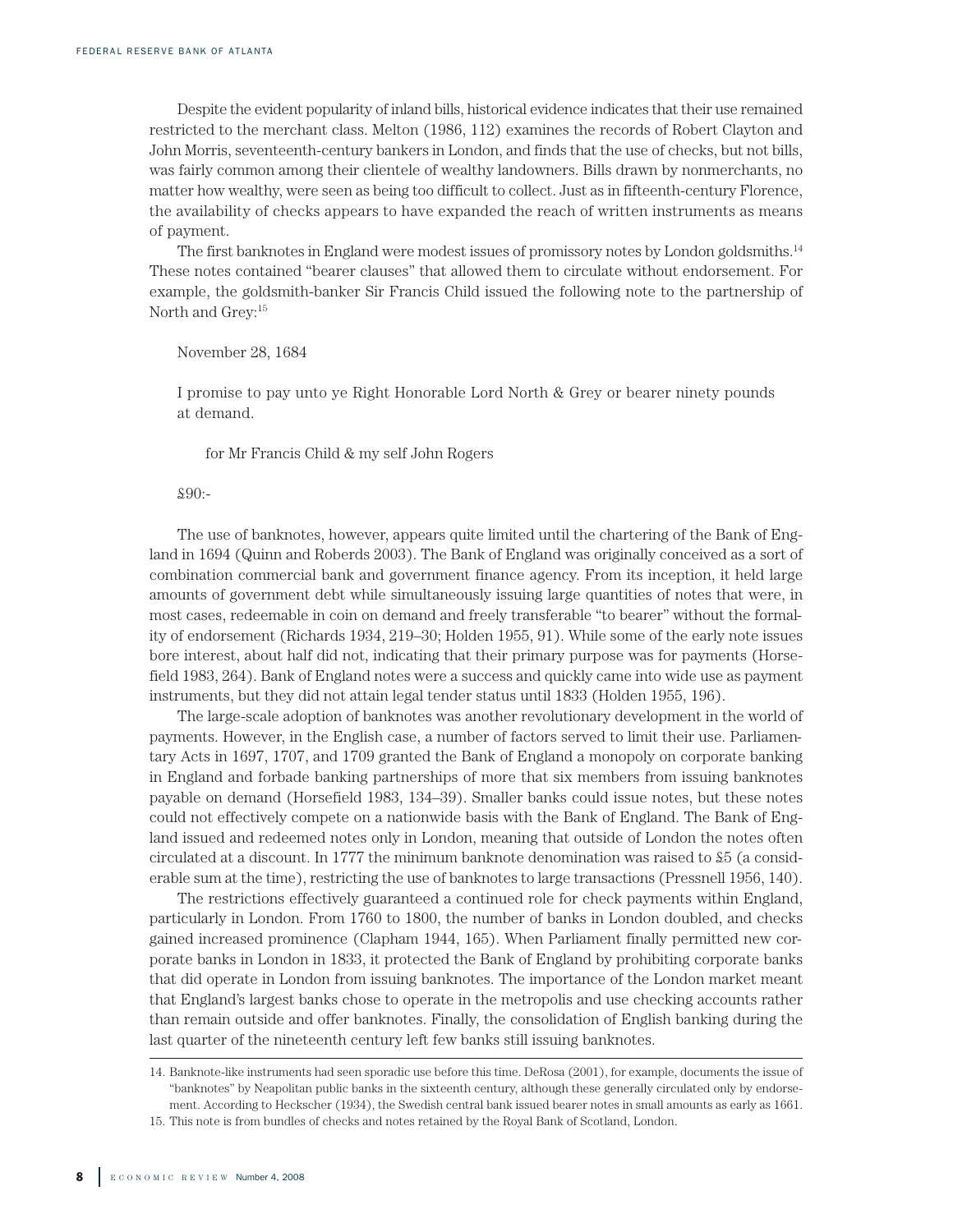Despite the evident popularity of inland bills, historical evidence indicates that their use remained restricted to the merchant class. Melton (1986, 112) examines the records of Robert Clayton and John Morris, seventeenth-century bankers in London, and finds that the use of checks, but not bills, was fairly common among their clientele of wealthy landowners. Bills drawn by nonmerchants, no matter how wealthy, were seen as being too difficult to collect. Just as in fifteenth-century Florence, the availability of checks appears to have expanded the reach of written instruments as means of payment.

The first banknotes in England were modest issues of promissory notes by London goldsmiths.[14] These notes contained "bearer clauses" that allowed them to circulate without endorsement. For example, the goldsmith-banker Sir Francis Child issued the following note to the partnership of North and Grey:[15]

> November 28, 1684
>
> I promise to pay unto ye Right Honorable Lord North & Grey or bearer ninety pounds at demand.
>
> for Mr Francis Child & my self John Rogers
>
> £90:-

The use of banknotes, however, appears quite limited until the chartering of the Bank of England in 1694 (Quinn and Roberds 2003). The Bank of England was originally conceived as a sort of combination commercial bank and government finance agency. From its inception, it held large amounts of government debt while simultaneously issuing large quantities of notes that were, in most cases, redeemable in coin on demand and freely transferable "to bearer" without the formality of endorsement (Richards 1934, 219–30; Holden 1955, 91). While some of the early note issues bore interest, about half did not, indicating that their primary purpose was for payments (Horsefield 1983, 264). Bank of England notes were a success and quickly came into wide use as payment instruments, but they did not attain legal tender status until 1833 (Holden 1955, 196).

The large-scale adoption of banknotes was another revolutionary development in the world of payments. However, in the English case, a number of factors served to limit their use. Parliamentary Acts in 1697, 1707, and 1709 granted the Bank of England a monopoly on corporate banking in England and forbade banking partnerships of more that six members from issuing banknotes payable on demand (Horsefield 1983, 134–39). Smaller banks could issue notes, but these notes could not effectively compete on a nationwide basis with the Bank of England. The Bank of England issued and redeemed notes only in London, meaning that outside of London the notes often circulated at a discount. In 1777 the minimum banknote denomination was raised to £5 (a considerable sum at the time), restricting the use of banknotes to large transactions (Pressnell 1956, 140).

The restrictions effectively guaranteed a continued role for check payments within England, particularly in London. From 1760 to 1800, the number of banks in London doubled, and checks gained increased prominence (Clapham 1944, 165). When Parliament finally permitted new corporate banks in London in 1833, it protected the Bank of England by prohibiting corporate banks that did operate in London from issuing banknotes. The importance of the London market meant that England's largest banks chose to operate in the metropolis and use checking accounts rather than remain outside and offer banknotes. Finally, the consolidation of English banking during the last quarter of the nineteenth century left few banks still issuing banknotes.

---

14. Banknote-like instruments had seen sporadic use before this time. DeRosa (2001), for example, documents the issue of "banknotes" by Neapolitan public banks in the sixteenth century, although these generally circulated only by endorsement. According to Heckscher (1934), the Swedish central bank issued bearer notes in small amounts as early as 1661.

15. This note is from bundles of checks and notes retained by the Royal Bank of Scotland, London.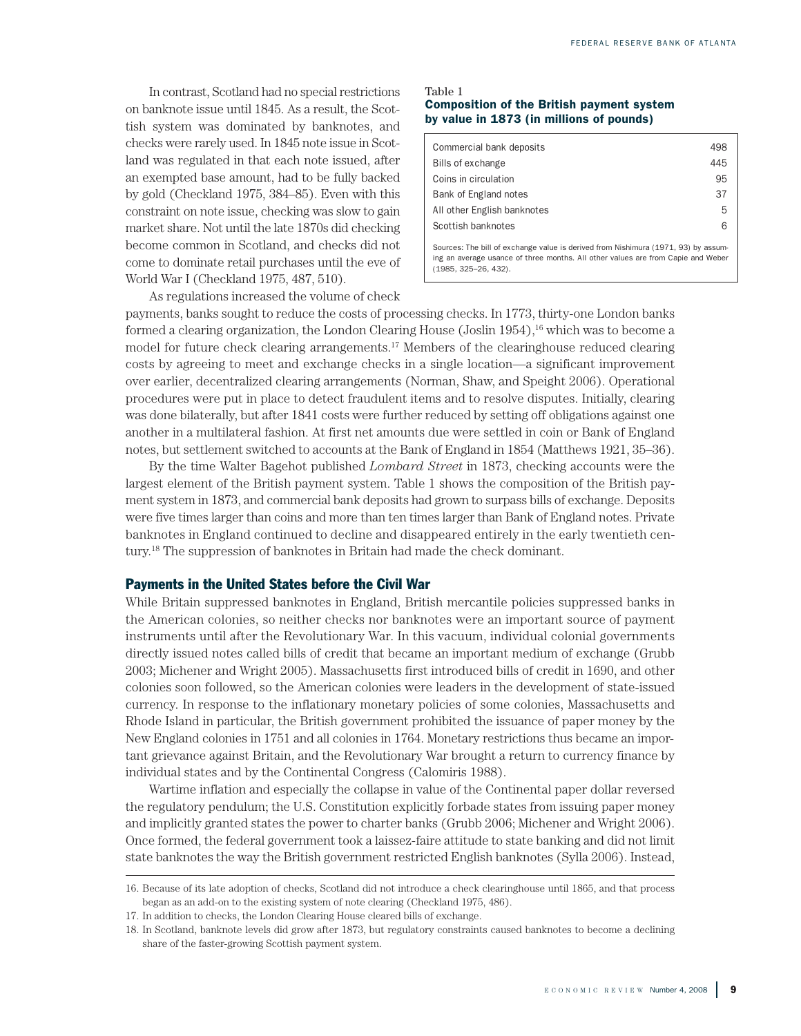In contrast, Scotland had no special restrictions on banknote issue until 1845. As a result, the Scottish system was dominated by banknotes, and checks were rarely used. In 1845 note issue in Scotland was regulated in that each note issued, after an exempted base amount, had to be fully backed by gold (Checkland 1975, 384–85). Even with this constraint on note issue, checking was slow to gain market share. Not until the late 1870s did checking become common in Scotland, and checks did not come to dominate retail purchases until the eve of World War I (Checkland 1975, 487, 510).

Table 1
**Composition of the British payment system by value in 1873 (in millions of pounds)**

| | |
|---|---|
| Commercial bank deposits | 498 |
| Bills of exchange | 445 |
| Coins in circulation | 95 |
| Bank of England notes | 37 |
| All other English banknotes | 5 |
| Scottish banknotes | 6 |

Sources: The bill of exchange value is derived from Nishimura (1971, 93) by assuming an average usance of three months. All other values are from Capie and Weber (1985, 325–26, 432).

As regulations increased the volume of check payments, banks sought to reduce the costs of processing checks. In 1773, thirty-one London banks formed a clearing organization, the London Clearing House (Joslin 1954),[16] which was to become a model for future check clearing arrangements.[17] Members of the clearinghouse reduced clearing costs by agreeing to meet and exchange checks in a single location—a significant improvement over earlier, decentralized clearing arrangements (Norman, Shaw, and Speight 2006). Operational procedures were put in place to detect fraudulent items and to resolve disputes. Initially, clearing was done bilaterally, but after 1841 costs were further reduced by setting off obligations against one another in a multilateral fashion. At first net amounts due were settled in coin or Bank of England notes, but settlement switched to accounts at the Bank of England in 1854 (Matthews 1921, 35–36).

By the time Walter Bagehot published *Lombard Street* in 1873, checking accounts were the largest element of the British payment system. Table 1 shows the composition of the British payment system in 1873, and commercial bank deposits had grown to surpass bills of exchange. Deposits were five times larger than coins and more than ten times larger than Bank of England notes. Private banknotes in England continued to decline and disappeared entirely in the early twentieth century.[18] The suppression of banknotes in Britain had made the check dominant.

## Payments in the United States before the Civil War

While Britain suppressed banknotes in England, British mercantile policies suppressed banks in the American colonies, so neither checks nor banknotes were an important source of payment instruments until after the Revolutionary War. In this vacuum, individual colonial governments directly issued notes called bills of credit that became an important medium of exchange (Grubb 2003; Michener and Wright 2005). Massachusetts first introduced bills of credit in 1690, and other colonies soon followed, so the American colonies were leaders in the development of state-issued currency. In response to the inflationary monetary policies of some colonies, Massachusetts and Rhode Island in particular, the British government prohibited the issuance of paper money by the New England colonies in 1751 and all colonies in 1764. Monetary restrictions thus became an important grievance against Britain, and the Revolutionary War brought a return to currency finance by individual states and by the Continental Congress (Calomiris 1988).

Wartime inflation and especially the collapse in value of the Continental paper dollar reversed the regulatory pendulum; the U.S. Constitution explicitly forbade states from issuing paper money and implicitly granted states the power to charter banks (Grubb 2006; Michener and Wright 2006). Once formed, the federal government took a laissez-faire attitude to state banking and did not limit state banknotes the way the British government restricted English banknotes (Sylla 2006). Instead,

16. Because of its late adoption of checks, Scotland did not introduce a check clearinghouse until 1865, and that process began as an add-on to the existing system of note clearing (Checkland 1975, 486).

17. In addition to checks, the London Clearing House cleared bills of exchange.

18. In Scotland, banknote levels did grow after 1873, but regulatory constraints caused banknotes to become a declining share of the faster-growing Scottish payment system.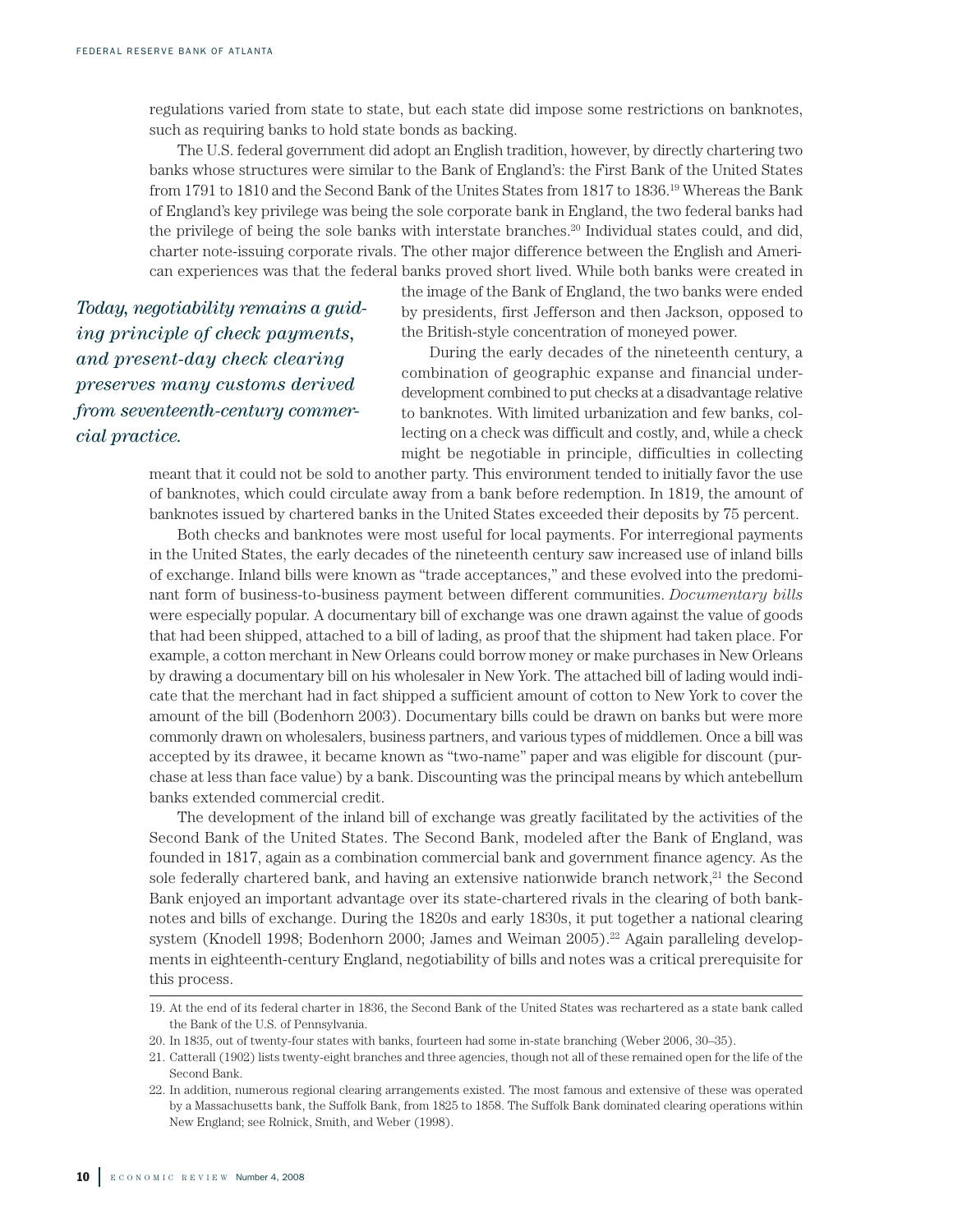regulations varied from state to state, but each state did impose some restrictions on banknotes, such as requiring banks to hold state bonds as backing.

The U.S. federal government did adopt an English tradition, however, by directly chartering two banks whose structures were similar to the Bank of England's: the First Bank of the United States from 1791 to 1810 and the Second Bank of the Unites States from 1817 to 1836.[19] Whereas the Bank of England's key privilege was being the sole corporate bank in England, the two federal banks had the privilege of being the sole banks with interstate branches.[20] Individual states could, and did, charter note-issuing corporate rivals. The other major difference between the English and American experiences was that the federal banks proved short lived. While both banks were created in the image of the Bank of England, the two banks were ended by presidents, first Jefferson and then Jackson, opposed to the British-style concentration of moneyed power.

*Today, negotiability remains a guiding principle of check payments, and present-day check clearing preserves many customs derived from seventeenth-century commercial practice.*

During the early decades of the nineteenth century, a combination of geographic expanse and financial underdevelopment combined to put checks at a disadvantage relative to banknotes. With limited urbanization and few banks, collecting on a check was difficult and costly, and, while a check might be negotiable in principle, difficulties in collecting meant that it could not be sold to another party. This environment tended to initially favor the use of banknotes, which could circulate away from a bank before redemption. In 1819, the amount of banknotes issued by chartered banks in the United States exceeded their deposits by 75 percent.

Both checks and banknotes were most useful for local payments. For interregional payments in the United States, the early decades of the nineteenth century saw increased use of inland bills of exchange. Inland bills were known as "trade acceptances," and these evolved into the predominant form of business-to-business payment between different communities. *Documentary bills* were especially popular. A documentary bill of exchange was one drawn against the value of goods that had been shipped, attached to a bill of lading, as proof that the shipment had taken place. For example, a cotton merchant in New Orleans could borrow money or make purchases in New Orleans by drawing a documentary bill on his wholesaler in New York. The attached bill of lading would indicate that the merchant had in fact shipped a sufficient amount of cotton to New York to cover the amount of the bill (Bodenhorn 2003). Documentary bills could be drawn on banks but were more commonly drawn on wholesalers, business partners, and various types of middlemen. Once a bill was accepted by its drawee, it became known as "two-name" paper and was eligible for discount (purchase at less than face value) by a bank. Discounting was the principal means by which antebellum banks extended commercial credit.

The development of the inland bill of exchange was greatly facilitated by the activities of the Second Bank of the United States. The Second Bank, modeled after the Bank of England, was founded in 1817, again as a combination commercial bank and government finance agency. As the sole federally chartered bank, and having an extensive nationwide branch network,[21] the Second Bank enjoyed an important advantage over its state-chartered rivals in the clearing of both banknotes and bills of exchange. During the 1820s and early 1830s, it put together a national clearing system (Knodell 1998; Bodenhorn 2000; James and Weiman 2005).[22] Again paralleling developments in eighteenth-century England, negotiability of bills and notes was a critical prerequisite for this process.

---

19. At the end of its federal charter in 1836, the Second Bank of the United States was rechartered as a state bank called the Bank of the U.S. of Pennsylvania.

20. In 1835, out of twenty-four states with banks, fourteen had some in-state branching (Weber 2006, 30–35).

21. Catterall (1902) lists twenty-eight branches and three agencies, though not all of these remained open for the life of the Second Bank.

22. In addition, numerous regional clearing arrangements existed. The most famous and extensive of these was operated by a Massachusetts bank, the Suffolk Bank, from 1825 to 1858. The Suffolk Bank dominated clearing operations within New England; see Rolnick, Smith, and Weber (1998).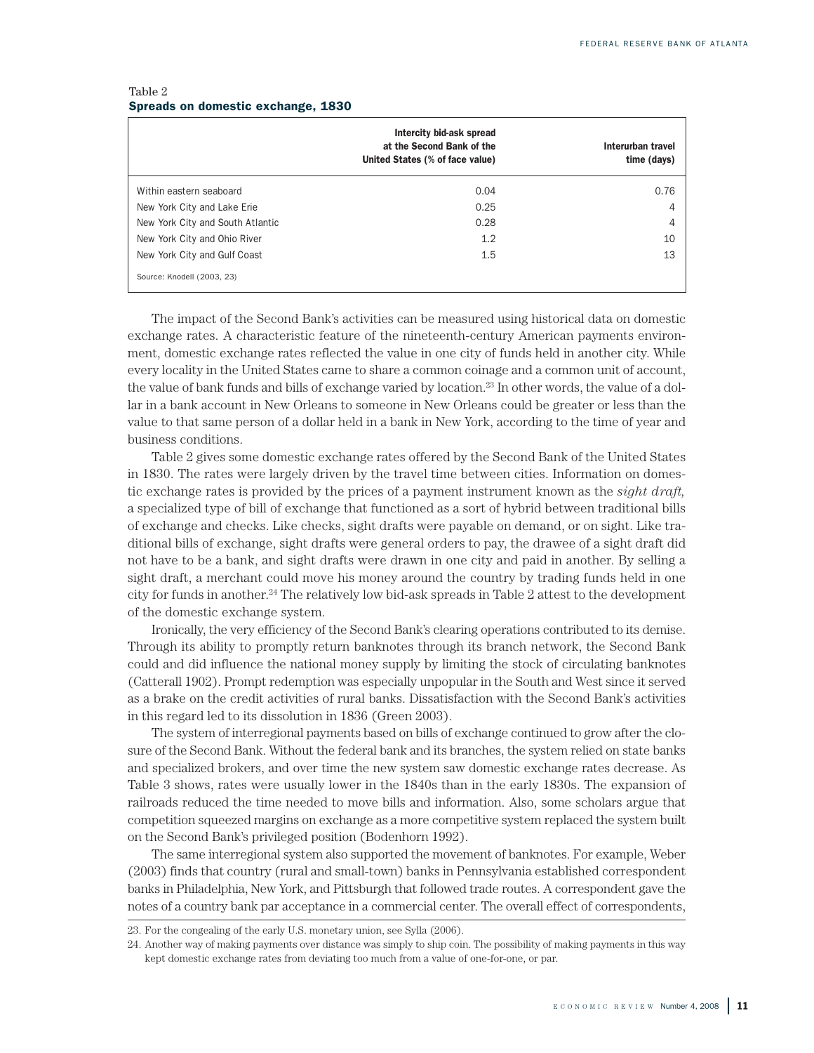Table 2
**Spreads on domestic exchange, 1830**

| | Intercity bid-ask spread at the Second Bank of the United States (% of face value) | Interurban travel time (days) |
|---|---|---|
| Within eastern seaboard | 0.04 | 0.76 |
| New York City and Lake Erie | 0.25 | 4 |
| New York City and South Atlantic | 0.28 | 4 |
| New York City and Ohio River | 1.2 | 10 |
| New York City and Gulf Coast | 1.5 | 13 |

Source: Knodell (2003, 23)

The impact of the Second Bank's activities can be measured using historical data on domestic exchange rates. A characteristic feature of the nineteenth-century American payments environment, domestic exchange rates reflected the value in one city of funds held in another city. While every locality in the United States came to share a common coinage and a common unit of account, the value of bank funds and bills of exchange varied by location.[23] In other words, the value of a dollar in a bank account in New Orleans to someone in New Orleans could be greater or less than the value to that same person of a dollar held in a bank in New York, according to the time of year and business conditions.

Table 2 gives some domestic exchange rates offered by the Second Bank of the United States in 1830. The rates were largely driven by the travel time between cities. Information on domestic exchange rates is provided by the prices of a payment instrument known as the *sight draft,* a specialized type of bill of exchange that functioned as a sort of hybrid between traditional bills of exchange and checks. Like checks, sight drafts were payable on demand, or on sight. Like traditional bills of exchange, sight drafts were general orders to pay, the drawee of a sight draft did not have to be a bank, and sight drafts were drawn in one city and paid in another. By selling a sight draft, a merchant could move his money around the country by trading funds held in one city for funds in another.[24] The relatively low bid-ask spreads in Table 2 attest to the development of the domestic exchange system.

Ironically, the very efficiency of the Second Bank's clearing operations contributed to its demise. Through its ability to promptly return banknotes through its branch network, the Second Bank could and did influence the national money supply by limiting the stock of circulating banknotes (Catterall 1902). Prompt redemption was especially unpopular in the South and West since it served as a brake on the credit activities of rural banks. Dissatisfaction with the Second Bank's activities in this regard led to its dissolution in 1836 (Green 2003).

The system of interregional payments based on bills of exchange continued to grow after the closure of the Second Bank. Without the federal bank and its branches, the system relied on state banks and specialized brokers, and over time the new system saw domestic exchange rates decrease. As Table 3 shows, rates were usually lower in the 1840s than in the early 1830s. The expansion of railroads reduced the time needed to move bills and information. Also, some scholars argue that competition squeezed margins on exchange as a more competitive system replaced the system built on the Second Bank's privileged position (Bodenhorn 1992).

The same interregional system also supported the movement of banknotes. For example, Weber (2003) finds that country (rural and small-town) banks in Pennsylvania established correspondent banks in Philadelphia, New York, and Pittsburgh that followed trade routes. A correspondent gave the notes of a country bank par acceptance in a commercial center. The overall effect of correspondents,

23. For the congealing of the early U.S. monetary union, see Sylla (2006).

24. Another way of making payments over distance was simply to ship coin. The possibility of making payments in this way kept domestic exchange rates from deviating too much from a value of one-for-one, or par.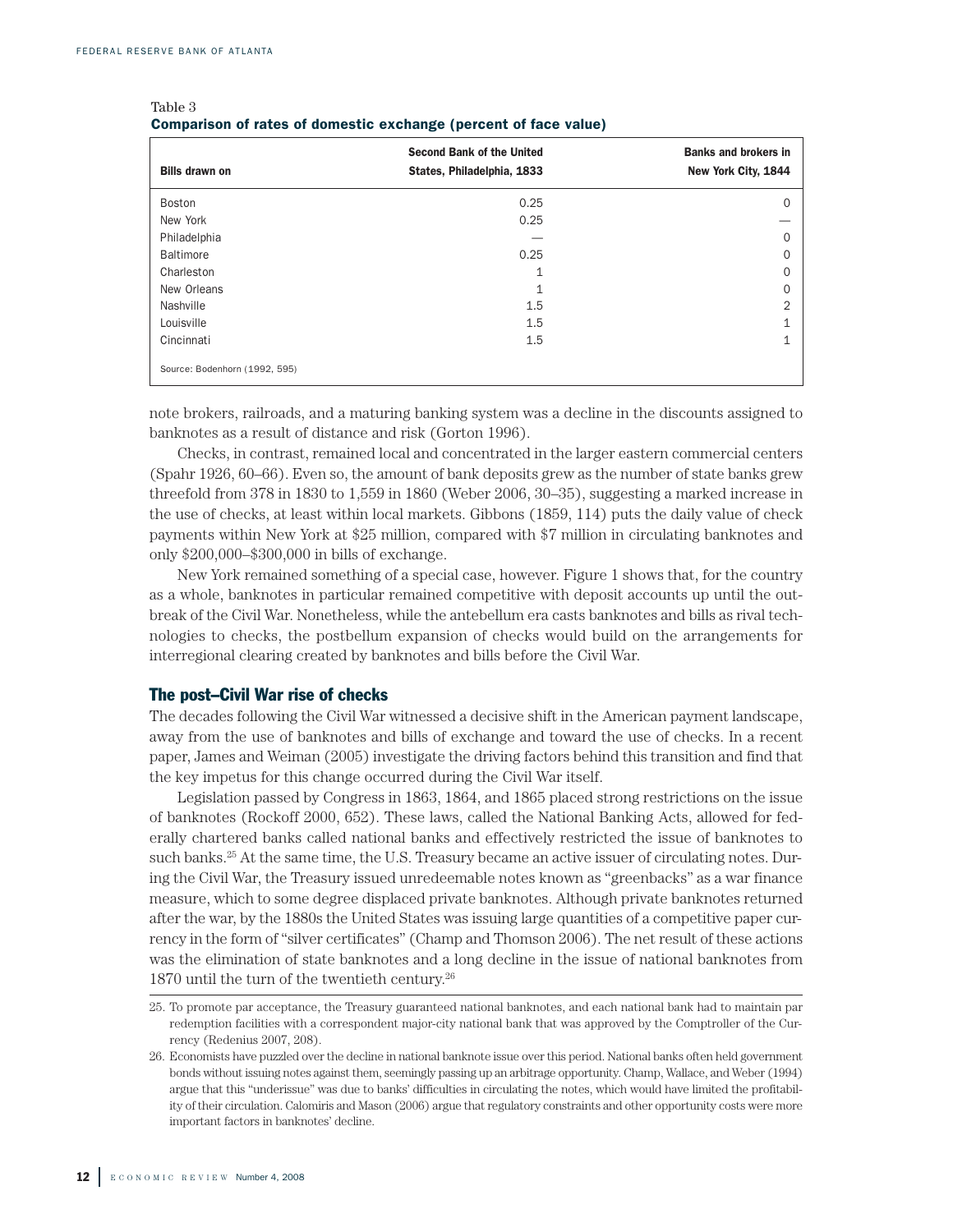Table 3
**Comparison of rates of domestic exchange (percent of face value)**

| Bills drawn on | Second Bank of the United States, Philadelphia, 1833 | Banks and brokers in New York City, 1844 |
|---|---|---|
| Boston | 0.25 | 0 |
| New York | 0.25 | — |
| Philadelphia | — | 0 |
| Baltimore | 0.25 | 0 |
| Charleston | 1 | 0 |
| New Orleans | 1 | 0 |
| Nashville | 1.5 | 2 |
| Louisville | 1.5 | 1 |
| Cincinnati | 1.5 | 1 |

Source: Bodenhorn (1992, 595)

note brokers, railroads, and a maturing banking system was a decline in the discounts assigned to banknotes as a result of distance and risk (Gorton 1996).

Checks, in contrast, remained local and concentrated in the larger eastern commercial centers (Spahr 1926, 60–66). Even so, the amount of bank deposits grew as the number of state banks grew threefold from 378 in 1830 to 1,559 in 1860 (Weber 2006, 30–35), suggesting a marked increase in the use of checks, at least within local markets. Gibbons (1859, 114) puts the daily value of check payments within New York at $25 million, compared with $7 million in circulating banknotes and only $200,000–$300,000 in bills of exchange.

New York remained something of a special case, however. Figure 1 shows that, for the country as a whole, banknotes in particular remained competitive with deposit accounts up until the outbreak of the Civil War. Nonetheless, while the antebellum era casts banknotes and bills as rival technologies to checks, the postbellum expansion of checks would build on the arrangements for interregional clearing created by banknotes and bills before the Civil War.

## The post–Civil War rise of checks

The decades following the Civil War witnessed a decisive shift in the American payment landscape, away from the use of banknotes and bills of exchange and toward the use of checks. In a recent paper, James and Weiman (2005) investigate the driving factors behind this transition and find that the key impetus for this change occurred during the Civil War itself.

Legislation passed by Congress in 1863, 1864, and 1865 placed strong restrictions on the issue of banknotes (Rockoff 2000, 652). These laws, called the National Banking Acts, allowed for federally chartered banks called national banks and effectively restricted the issue of banknotes to such banks.[25] At the same time, the U.S. Treasury became an active issuer of circulating notes. During the Civil War, the Treasury issued unredeemable notes known as "greenbacks" as a war finance measure, which to some degree displaced private banknotes. Although private banknotes returned after the war, by the 1880s the United States was issuing large quantities of a competitive paper currency in the form of "silver certificates" (Champ and Thomson 2006). The net result of these actions was the elimination of state banknotes and a long decline in the issue of national banknotes from 1870 until the turn of the twentieth century.[26]

25. To promote par acceptance, the Treasury guaranteed national banknotes, and each national bank had to maintain par redemption facilities with a correspondent major-city national bank that was approved by the Comptroller of the Currency (Redenius 2007, 208).

26. Economists have puzzled over the decline in national banknote issue over this period. National banks often held government bonds without issuing notes against them, seemingly passing up an arbitrage opportunity. Champ, Wallace, and Weber (1994) argue that this "underissue" was due to banks' difficulties in circulating the notes, which would have limited the profitability of their circulation. Calomiris and Mason (2006) argue that regulatory constraints and other opportunity costs were more important factors in banknotes' decline.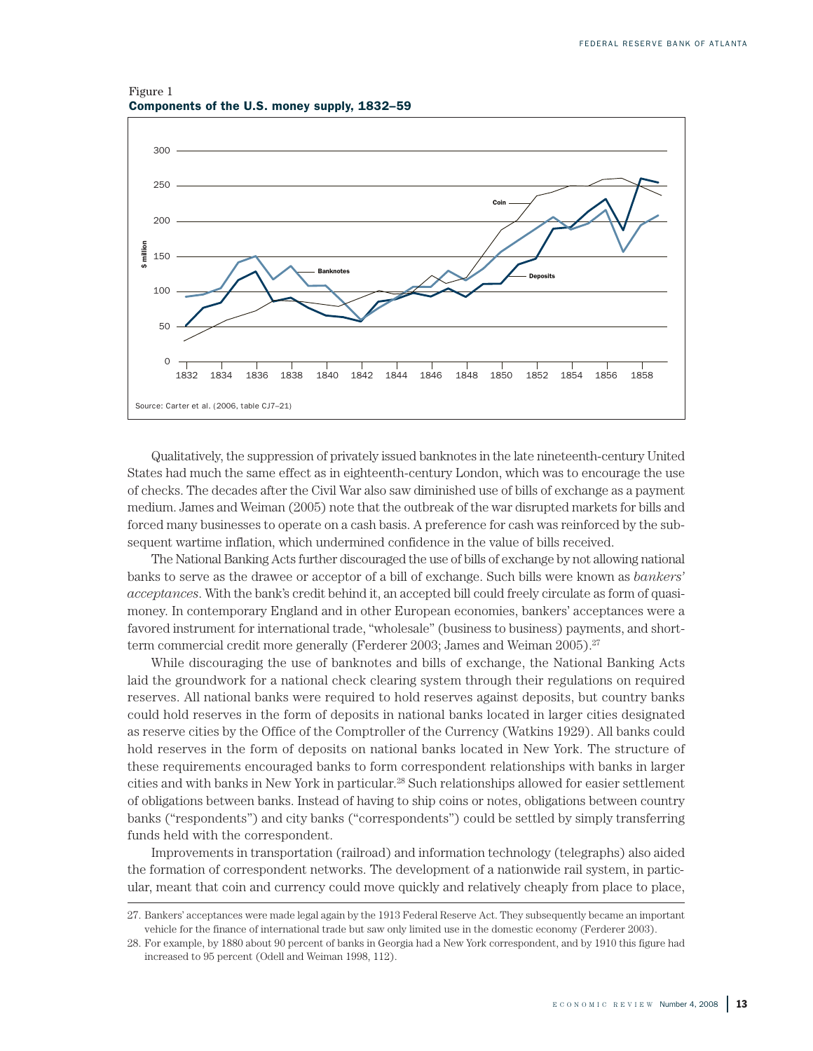Figure 1
**Components of the U.S. money supply, 1832–59**

Source: Carter et al. (2006, table CJ7–21)

Qualitatively, the suppression of privately issued banknotes in the late nineteenth-century United States had much the same effect as in eighteenth-century London, which was to encourage the use of checks. The decades after the Civil War also saw diminished use of bills of exchange as a payment medium. James and Weiman (2005) note that the outbreak of the war disrupted markets for bills and forced many businesses to operate on a cash basis. A preference for cash was reinforced by the subsequent wartime inflation, which undermined confidence in the value of bills received.

The National Banking Acts further discouraged the use of bills of exchange by not allowing national banks to serve as the drawee or acceptor of a bill of exchange. Such bills were known as *bankers' acceptances*. With the bank's credit behind it, an accepted bill could freely circulate as form of quasi-money. In contemporary England and in other European economies, bankers' acceptances were a favored instrument for international trade, "wholesale" (business to business) payments, and short-term commercial credit more generally (Ferderer 2003; James and Weiman 2005).[27]

While discouraging the use of banknotes and bills of exchange, the National Banking Acts laid the groundwork for a national check clearing system through their regulations on required reserves. All national banks were required to hold reserves against deposits, but country banks could hold reserves in the form of deposits in national banks located in larger cities designated as reserve cities by the Office of the Comptroller of the Currency (Watkins 1929). All banks could hold reserves in the form of deposits on national banks located in New York. The structure of these requirements encouraged banks to form correspondent relationships with banks in larger cities and with banks in New York in particular.[28] Such relationships allowed for easier settlement of obligations between banks. Instead of having to ship coins or notes, obligations between country banks ("respondents") and city banks ("correspondents") could be settled by simply transferring funds held with the correspondent.

Improvements in transportation (railroad) and information technology (telegraphs) also aided the formation of correspondent networks. The development of a nationwide rail system, in particular, meant that coin and currency could move quickly and relatively cheaply from place to place,

---

27. Bankers' acceptances were made legal again by the 1913 Federal Reserve Act. They subsequently became an important vehicle for the finance of international trade but saw only limited use in the domestic economy (Ferderer 2003).

28. For example, by 1880 about 90 percent of banks in Georgia had a New York correspondent, and by 1910 this figure had increased to 95 percent (Odell and Weiman 1998, 112).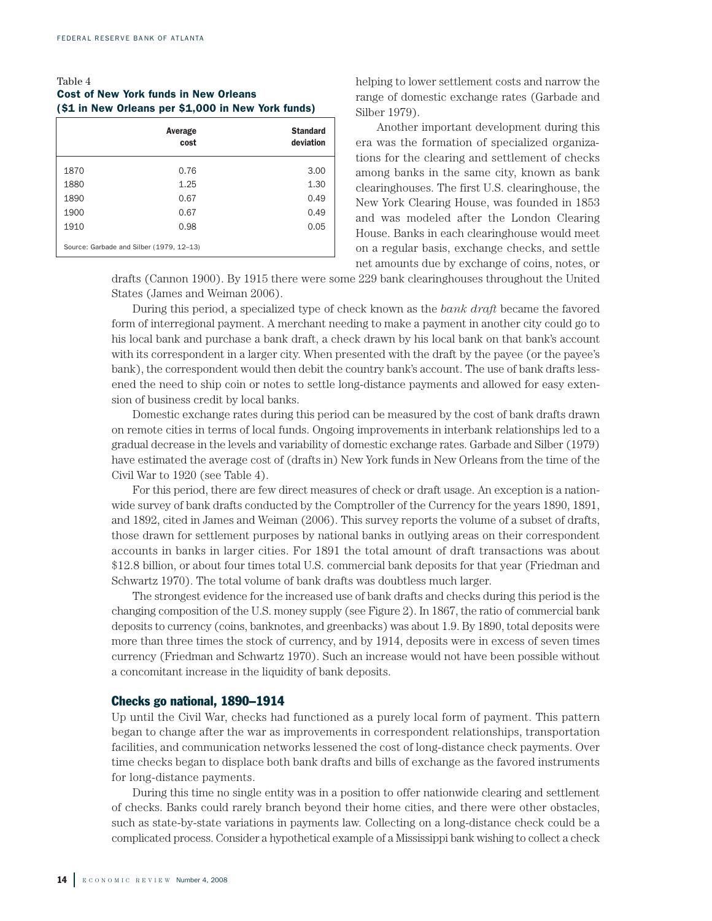Table 4
**Cost of New York funds in New Orleans**
**($1 in New Orleans per $1,000 in New York funds)**

| | Average cost | Standard deviation |
|---|---|---|
| 1870 | 0.76 | 3.00 |
| 1880 | 1.25 | 1.30 |
| 1890 | 0.67 | 0.49 |
| 1900 | 0.67 | 0.49 |
| 1910 | 0.98 | 0.05 |

Source: Garbade and Silber (1979, 12–13)

helping to lower settlement costs and narrow the range of domestic exchange rates (Garbade and Silber 1979).

Another important development during this era was the formation of specialized organizations for the clearing and settlement of checks among banks in the same city, known as bank clearinghouses. The first U.S. clearinghouse, the New York Clearing House, was founded in 1853 and was modeled after the London Clearing House. Banks in each clearinghouse would meet on a regular basis, exchange checks, and settle net amounts due by exchange of coins, notes, or drafts (Cannon 1900). By 1915 there were some 229 bank clearinghouses throughout the United States (James and Weiman 2006).

During this period, a specialized type of check known as the *bank draft* became the favored form of interregional payment. A merchant needing to make a payment in another city could go to his local bank and purchase a bank draft, a check drawn by his local bank on that bank's account with its correspondent in a larger city. When presented with the draft by the payee (or the payee's bank), the correspondent would then debit the country bank's account. The use of bank drafts lessened the need to ship coin or notes to settle long-distance payments and allowed for easy extension of business credit by local banks.

Domestic exchange rates during this period can be measured by the cost of bank drafts drawn on remote cities in terms of local funds. Ongoing improvements in interbank relationships led to a gradual decrease in the levels and variability of domestic exchange rates. Garbade and Silber (1979) have estimated the average cost of (drafts in) New York funds in New Orleans from the time of the Civil War to 1920 (see Table 4).

For this period, there are few direct measures of check or draft usage. An exception is a nationwide survey of bank drafts conducted by the Comptroller of the Currency for the years 1890, 1891, and 1892, cited in James and Weiman (2006). This survey reports the volume of a subset of drafts, those drawn for settlement purposes by national banks in outlying areas on their correspondent accounts in banks in larger cities. For 1891 the total amount of draft transactions was about $12.8 billion, or about four times total U.S. commercial bank deposits for that year (Friedman and Schwartz 1970). The total volume of bank drafts was doubtless much larger.

The strongest evidence for the increased use of bank drafts and checks during this period is the changing composition of the U.S. money supply (see Figure 2). In 1867, the ratio of commercial bank deposits to currency (coins, banknotes, and greenbacks) was about 1.9. By 1890, total deposits were more than three times the stock of currency, and by 1914, deposits were in excess of seven times currency (Friedman and Schwartz 1970). Such an increase would not have been possible without a concomitant increase in the liquidity of bank deposits.

## Checks go national, 1890–1914

Up until the Civil War, checks had functioned as a purely local form of payment. This pattern began to change after the war as improvements in correspondent relationships, transportation facilities, and communication networks lessened the cost of long-distance check payments. Over time checks began to displace both bank drafts and bills of exchange as the favored instruments for long-distance payments.

During this time no single entity was in a position to offer nationwide clearing and settlement of checks. Banks could rarely branch beyond their home cities, and there were other obstacles, such as state-by-state variations in payments law. Collecting on a long-distance check could be a complicated process. Consider a hypothetical example of a Mississippi bank wishing to collect a check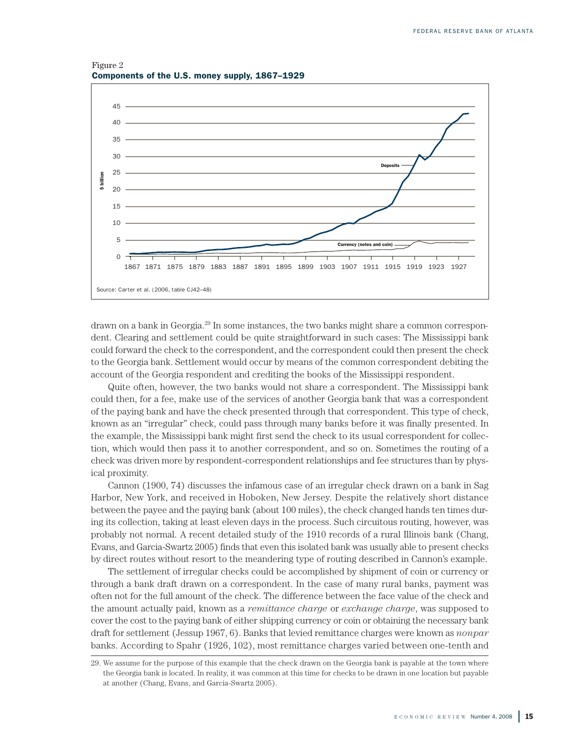Figure 2
**Components of the U.S. money supply, 1867–1929**

Source: Carter et al. (2006, table CJ42–48)

drawn on a bank in Georgia.[29] In some instances, the two banks might share a common correspondent. Clearing and settlement could be quite straightforward in such cases: The Mississippi bank could forward the check to the correspondent, and the correspondent could then present the check to the Georgia bank. Settlement would occur by means of the common correspondent debiting the account of the Georgia respondent and crediting the books of the Mississippi respondent.

Quite often, however, the two banks would not share a correspondent. The Mississippi bank could then, for a fee, make use of the services of another Georgia bank that was a correspondent of the paying bank and have the check presented through that correspondent. This type of check, known as an "irregular" check, could pass through many banks before it was finally presented. In the example, the Mississippi bank might first send the check to its usual correspondent for collection, which would then pass it to another correspondent, and so on. Sometimes the routing of a check was driven more by respondent-correspondent relationships and fee structures than by physical proximity.

Cannon (1900, 74) discusses the infamous case of an irregular check drawn on a bank in Sag Harbor, New York, and received in Hoboken, New Jersey. Despite the relatively short distance between the payee and the paying bank (about 100 miles), the check changed hands ten times during its collection, taking at least eleven days in the process. Such circuitous routing, however, was probably not normal. A recent detailed study of the 1910 records of a rural Illinois bank (Chang, Evans, and Garcia-Swartz 2005) finds that even this isolated bank was usually able to present checks by direct routes without resort to the meandering type of routing described in Cannon's example.

The settlement of irregular checks could be accomplished by shipment of coin or currency or through a bank draft drawn on a correspondent. In the case of many rural banks, payment was often not for the full amount of the check. The difference between the face value of the check and the amount actually paid, known as a *remittance charge* or *exchange charge*, was supposed to cover the cost to the paying bank of either shipping currency or coin or obtaining the necessary bank draft for settlement (Jessup 1967, 6). Banks that levied remittance charges were known as *nonpar* banks. According to Spahr (1926, 102), most remittance charges varied between one-tenth and

29. We assume for the purpose of this example that the check drawn on the Georgia bank is payable at the town where the Georgia bank is located. In reality, it was common at this time for checks to be drawn in one location but payable at another (Chang, Evans, and Garcia-Swartz 2005).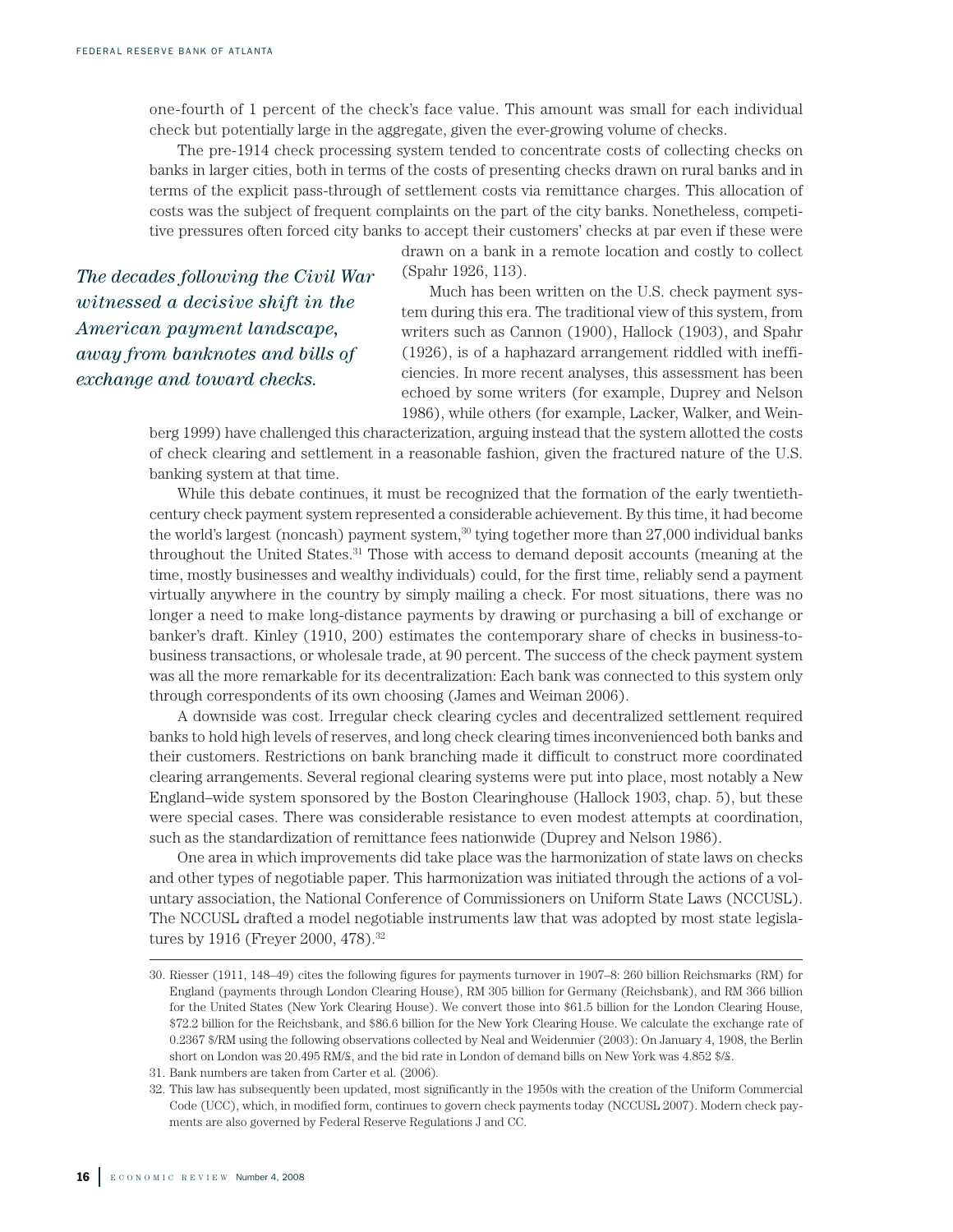one-fourth of 1 percent of the check's face value. This amount was small for each individual check but potentially large in the aggregate, given the ever-growing volume of checks.

The pre-1914 check processing system tended to concentrate costs of collecting checks on banks in larger cities, both in terms of the costs of presenting checks drawn on rural banks and in terms of the explicit pass-through of settlement costs via remittance charges. This allocation of costs was the subject of frequent complaints on the part of the city banks. Nonetheless, competitive pressures often forced city banks to accept their customers' checks at par even if these were drawn on a bank in a remote location and costly to collect (Spahr 1926, 113).

*The decades following the Civil War witnessed a decisive shift in the American payment landscape, away from banknotes and bills of exchange and toward checks.*

Much has been written on the U.S. check payment system during this era. The traditional view of this system, from writers such as Cannon (1900), Hallock (1903), and Spahr (1926), is of a haphazard arrangement riddled with inefficiencies. In more recent analyses, this assessment has been echoed by some writers (for example, Duprey and Nelson 1986), while others (for example, Lacker, Walker, and Weinberg 1999) have challenged this characterization, arguing instead that the system allotted the costs of check clearing and settlement in a reasonable fashion, given the fractured nature of the U.S. banking system at that time.

While this debate continues, it must be recognized that the formation of the early twentieth-century check payment system represented a considerable achievement. By this time, it had become the world's largest (noncash) payment system,[30] tying together more than 27,000 individual banks throughout the United States.[31] Those with access to demand deposit accounts (meaning at the time, mostly businesses and wealthy individuals) could, for the first time, reliably send a payment virtually anywhere in the country by simply mailing a check. For most situations, there was no longer a need to make long-distance payments by drawing or purchasing a bill of exchange or banker's draft. Kinley (1910, 200) estimates the contemporary share of checks in business-to-business transactions, or wholesale trade, at 90 percent. The success of the check payment system was all the more remarkable for its decentralization: Each bank was connected to this system only through correspondents of its own choosing (James and Weiman 2006).

A downside was cost. Irregular check clearing cycles and decentralized settlement required banks to hold high levels of reserves, and long check clearing times inconvenienced both banks and their customers. Restrictions on bank branching made it difficult to construct more coordinated clearing arrangements. Several regional clearing systems were put into place, most notably a New England–wide system sponsored by the Boston Clearinghouse (Hallock 1903, chap. 5), but these were special cases. There was considerable resistance to even modest attempts at coordination, such as the standardization of remittance fees nationwide (Duprey and Nelson 1986).

One area in which improvements did take place was the harmonization of state laws on checks and other types of negotiable paper. This harmonization was initiated through the actions of a voluntary association, the National Conference of Commissioners on Uniform State Laws (NCCUSL). The NCCUSL drafted a model negotiable instruments law that was adopted by most state legislatures by 1916 (Freyer 2000, 478).[32]

---

30. Riesser (1911, 148–49) cites the following figures for payments turnover in 1907–8: 260 billion Reichsmarks (RM) for England (payments through London Clearing House), RM 305 billion for Germany (Reichsbank), and RM 366 billion for the United States (New York Clearing House). We convert those into $61.5 billion for the London Clearing House, $72.2 billion for the Reichsbank, and $86.6 billion for the New York Clearing House. We calculate the exchange rate of 0.2367 $/RM using the following observations collected by Neal and Weidenmier (2003): On January 4, 1908, the Berlin short on London was 20.495 RM/£, and the bid rate in London of demand bills on New York was 4.852 $/£.

31. Bank numbers are taken from Carter et al. (2006).

32. This law has subsequently been updated, most significantly in the 1950s with the creation of the Uniform Commercial Code (UCC), which, in modified form, continues to govern check payments today (NCCUSL 2007). Modern check payments are also governed by Federal Reserve Regulations J and CC.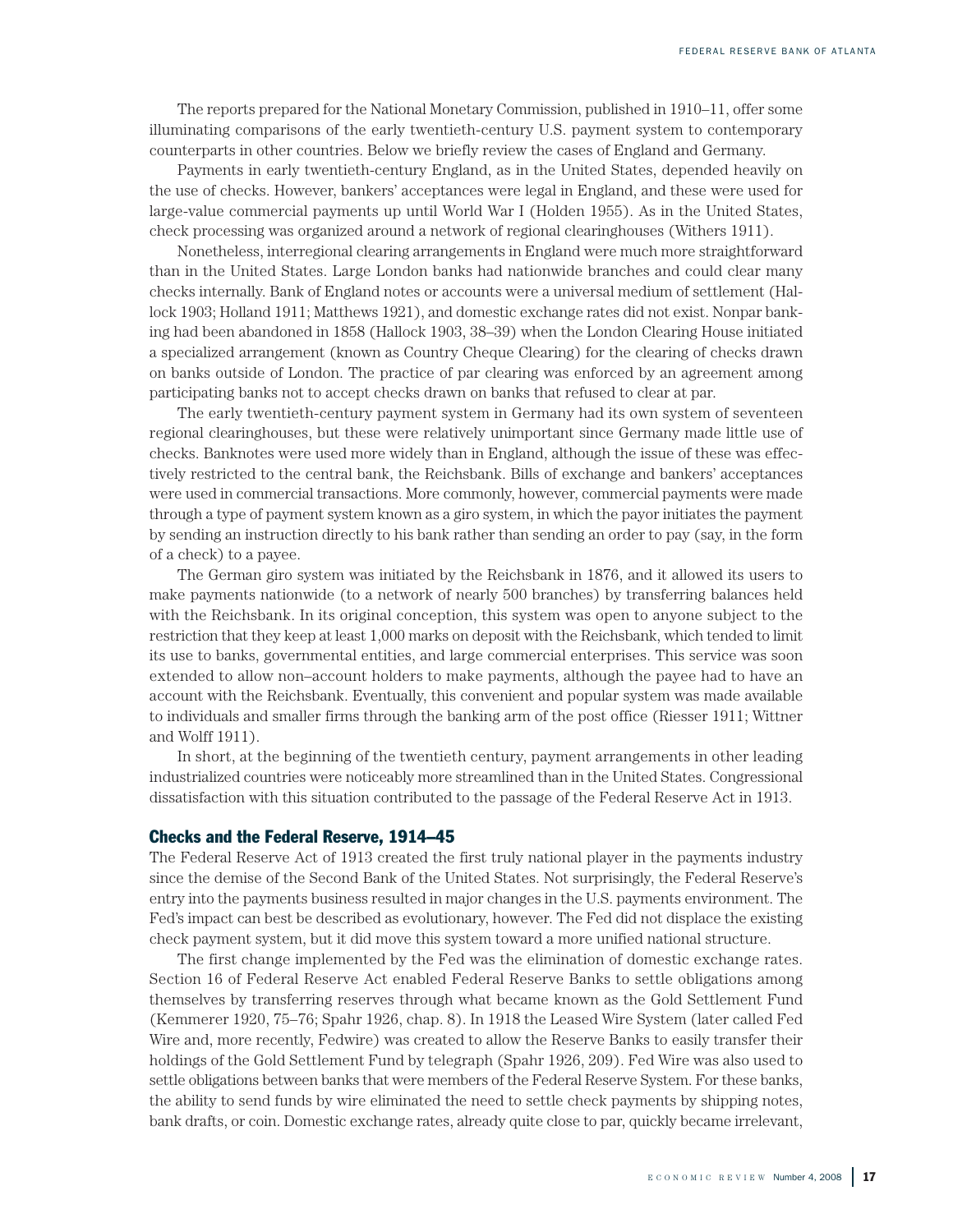The reports prepared for the National Monetary Commission, published in 1910–11, offer some illuminating comparisons of the early twentieth-century U.S. payment system to contemporary counterparts in other countries. Below we briefly review the cases of England and Germany.

Payments in early twentieth-century England, as in the United States, depended heavily on the use of checks. However, bankers' acceptances were legal in England, and these were used for large-value commercial payments up until World War I (Holden 1955). As in the United States, check processing was organized around a network of regional clearinghouses (Withers 1911).

Nonetheless, interregional clearing arrangements in England were much more straightforward than in the United States. Large London banks had nationwide branches and could clear many checks internally. Bank of England notes or accounts were a universal medium of settlement (Hallock 1903; Holland 1911; Matthews 1921), and domestic exchange rates did not exist. Nonpar banking had been abandoned in 1858 (Hallock 1903, 38–39) when the London Clearing House initiated a specialized arrangement (known as Country Cheque Clearing) for the clearing of checks drawn on banks outside of London. The practice of par clearing was enforced by an agreement among participating banks not to accept checks drawn on banks that refused to clear at par.

The early twentieth-century payment system in Germany had its own system of seventeen regional clearinghouses, but these were relatively unimportant since Germany made little use of checks. Banknotes were used more widely than in England, although the issue of these was effectively restricted to the central bank, the Reichsbank. Bills of exchange and bankers' acceptances were used in commercial transactions. More commonly, however, commercial payments were made through a type of payment system known as a giro system, in which the payor initiates the payment by sending an instruction directly to his bank rather than sending an order to pay (say, in the form of a check) to a payee.

The German giro system was initiated by the Reichsbank in 1876, and it allowed its users to make payments nationwide (to a network of nearly 500 branches) by transferring balances held with the Reichsbank. In its original conception, this system was open to anyone subject to the restriction that they keep at least 1,000 marks on deposit with the Reichsbank, which tended to limit its use to banks, governmental entities, and large commercial enterprises. This service was soon extended to allow non–account holders to make payments, although the payee had to have an account with the Reichsbank. Eventually, this convenient and popular system was made available to individuals and smaller firms through the banking arm of the post office (Riesser 1911; Wittner and Wolff 1911).

In short, at the beginning of the twentieth century, payment arrangements in other leading industrialized countries were noticeably more streamlined than in the United States. Congressional dissatisfaction with this situation contributed to the passage of the Federal Reserve Act in 1913.

## Checks and the Federal Reserve, 1914–45

The Federal Reserve Act of 1913 created the first truly national player in the payments industry since the demise of the Second Bank of the United States. Not surprisingly, the Federal Reserve's entry into the payments business resulted in major changes in the U.S. payments environment. The Fed's impact can best be described as evolutionary, however. The Fed did not displace the existing check payment system, but it did move this system toward a more unified national structure.

The first change implemented by the Fed was the elimination of domestic exchange rates. Section 16 of Federal Reserve Act enabled Federal Reserve Banks to settle obligations among themselves by transferring reserves through what became known as the Gold Settlement Fund (Kemmerer 1920, 75–76; Spahr 1926, chap. 8). In 1918 the Leased Wire System (later called Fed Wire and, more recently, Fedwire) was created to allow the Reserve Banks to easily transfer their holdings of the Gold Settlement Fund by telegraph (Spahr 1926, 209). Fed Wire was also used to settle obligations between banks that were members of the Federal Reserve System. For these banks, the ability to send funds by wire eliminated the need to settle check payments by shipping notes, bank drafts, or coin. Domestic exchange rates, already quite close to par, quickly became irrelevant,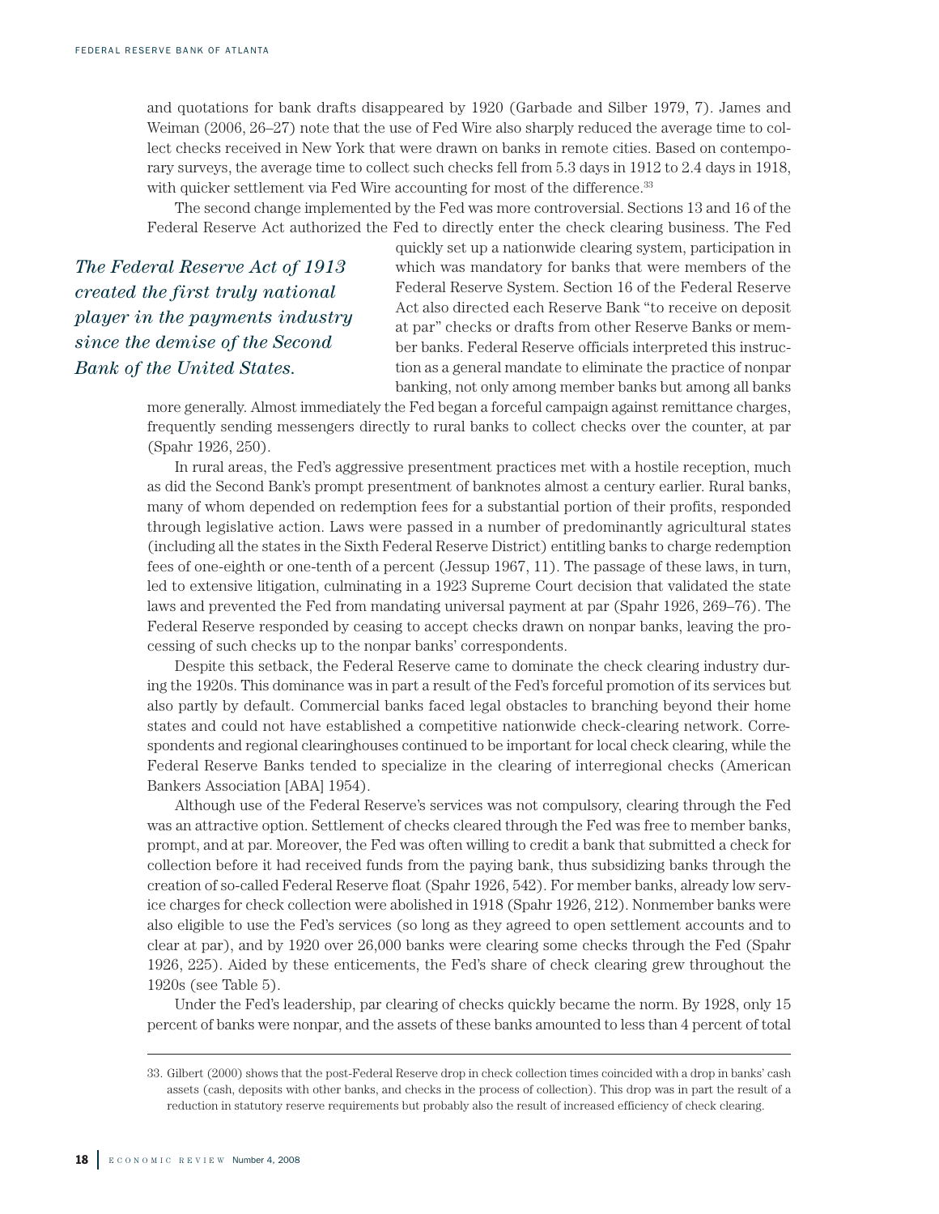and quotations for bank drafts disappeared by 1920 (Garbade and Silber 1979, 7). James and Weiman (2006, 26–27) note that the use of Fed Wire also sharply reduced the average time to collect checks received in New York that were drawn on banks in remote cities. Based on contemporary surveys, the average time to collect such checks fell from 5.3 days in 1912 to 2.4 days in 1918, with quicker settlement via Fed Wire accounting for most of the difference.[33]

The second change implemented by the Fed was more controversial. Sections 13 and 16 of the Federal Reserve Act authorized the Fed to directly enter the check clearing business. The Fed quickly set up a nationwide clearing system, participation in which was mandatory for banks that were members of the Federal Reserve System. Section 16 of the Federal Reserve Act also directed each Reserve Bank "to receive on deposit at par" checks or drafts from other Reserve Banks or member banks. Federal Reserve officials interpreted this instruction as a general mandate to eliminate the practice of nonpar banking, not only among member banks but among all banks more generally. Almost immediately the Fed began a forceful campaign against remittance charges, frequently sending messengers directly to rural banks to collect checks over the counter, at par (Spahr 1926, 250).

*The Federal Reserve Act of 1913 created the first truly national player in the payments industry since the demise of the Second Bank of the United States.*

In rural areas, the Fed's aggressive presentment practices met with a hostile reception, much as did the Second Bank's prompt presentment of banknotes almost a century earlier. Rural banks, many of whom depended on redemption fees for a substantial portion of their profits, responded through legislative action. Laws were passed in a number of predominantly agricultural states (including all the states in the Sixth Federal Reserve District) entitling banks to charge redemption fees of one-eighth or one-tenth of a percent (Jessup 1967, 11). The passage of these laws, in turn, led to extensive litigation, culminating in a 1923 Supreme Court decision that validated the state laws and prevented the Fed from mandating universal payment at par (Spahr 1926, 269–76). The Federal Reserve responded by ceasing to accept checks drawn on nonpar banks, leaving the processing of such checks up to the nonpar banks' correspondents.

Despite this setback, the Federal Reserve came to dominate the check clearing industry during the 1920s. This dominance was in part a result of the Fed's forceful promotion of its services but also partly by default. Commercial banks faced legal obstacles to branching beyond their home states and could not have established a competitive nationwide check-clearing network. Correspondents and regional clearinghouses continued to be important for local check clearing, while the Federal Reserve Banks tended to specialize in the clearing of interregional checks (American Bankers Association [ABA] 1954).

Although use of the Federal Reserve's services was not compulsory, clearing through the Fed was an attractive option. Settlement of checks cleared through the Fed was free to member banks, prompt, and at par. Moreover, the Fed was often willing to credit a bank that submitted a check for collection before it had received funds from the paying bank, thus subsidizing banks through the creation of so-called Federal Reserve float (Spahr 1926, 542). For member banks, already low service charges for check collection were abolished in 1918 (Spahr 1926, 212). Nonmember banks were also eligible to use the Fed's services (so long as they agreed to open settlement accounts and to clear at par), and by 1920 over 26,000 banks were clearing some checks through the Fed (Spahr 1926, 225). Aided by these enticements, the Fed's share of check clearing grew throughout the 1920s (see Table 5).

Under the Fed's leadership, par clearing of checks quickly became the norm. By 1928, only 15 percent of banks were nonpar, and the assets of these banks amounted to less than 4 percent of total

---

33. Gilbert (2000) shows that the post-Federal Reserve drop in check collection times coincided with a drop in banks' cash assets (cash, deposits with other banks, and checks in the process of collection). This drop was in part the result of a reduction in statutory reserve requirements but probably also the result of increased efficiency of check clearing.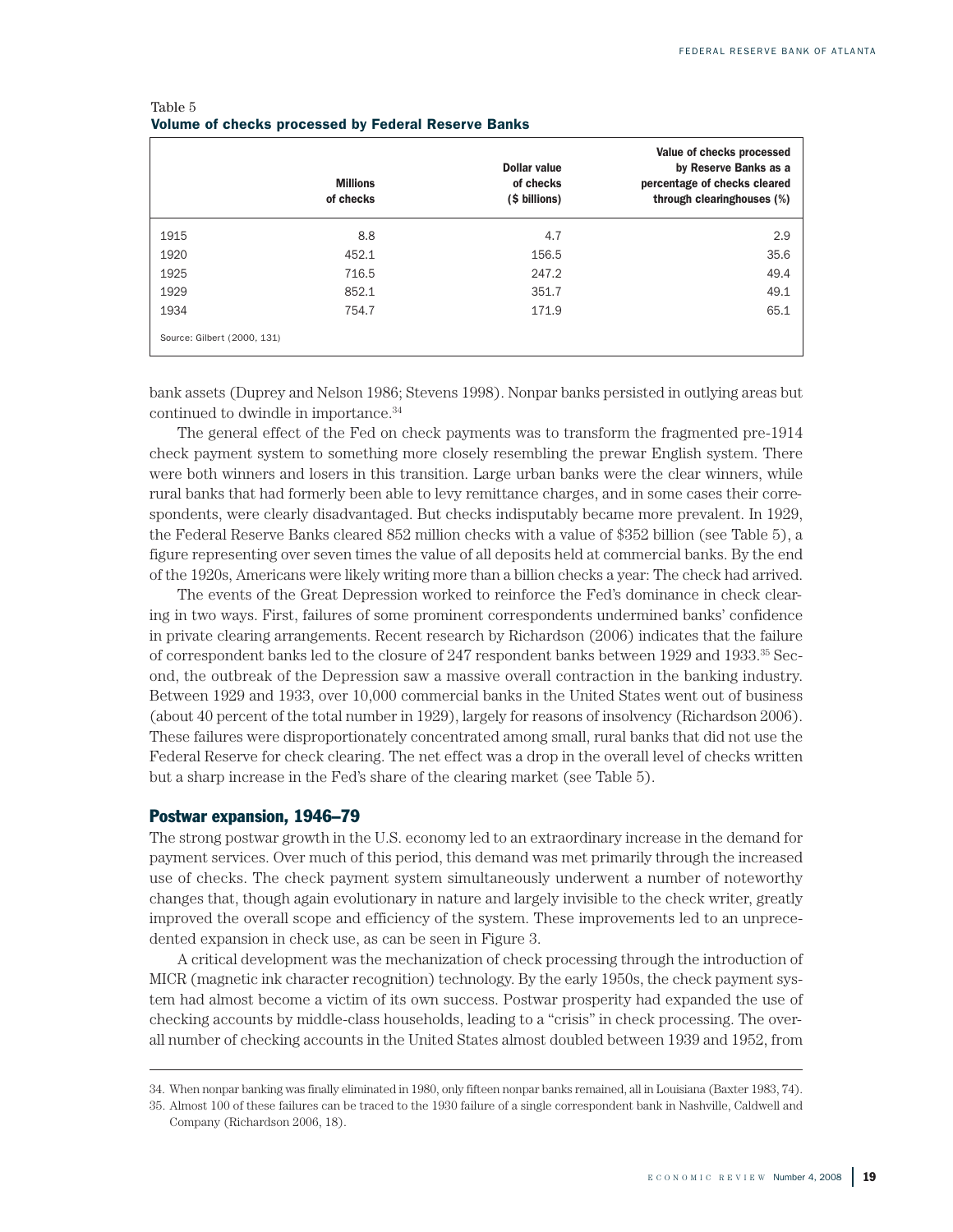Table 5

**Volume of checks processed by Federal Reserve Banks**

| | Millions of checks | Dollar value of checks ($ billions) | Value of checks processed by Reserve Banks as a percentage of checks cleared through clearinghouses (%) |
|---|---|---|---|
| 1915 | 8.8 | 4.7 | 2.9 |
| 1920 | 452.1 | 156.5 | 35.6 |
| 1925 | 716.5 | 247.2 | 49.4 |
| 1929 | 852.1 | 351.7 | 49.1 |
| 1934 | 754.7 | 171.9 | 65.1 |

Source: Gilbert (2000, 131)

bank assets (Duprey and Nelson 1986; Stevens 1998). Nonpar banks persisted in outlying areas but continued to dwindle in importance.[34]

The general effect of the Fed on check payments was to transform the fragmented pre-1914 check payment system to something more closely resembling the prewar English system. There were both winners and losers in this transition. Large urban banks were the clear winners, while rural banks that had formerly been able to levy remittance charges, and in some cases their correspondents, were clearly disadvantaged. But checks indisputably became more prevalent. In 1929, the Federal Reserve Banks cleared 852 million checks with a value of $352 billion (see Table 5), a figure representing over seven times the value of all deposits held at commercial banks. By the end of the 1920s, Americans were likely writing more than a billion checks a year: The check had arrived.

The events of the Great Depression worked to reinforce the Fed's dominance in check clearing in two ways. First, failures of some prominent correspondents undermined banks' confidence in private clearing arrangements. Recent research by Richardson (2006) indicates that the failure of correspondent banks led to the closure of 247 respondent banks between 1929 and 1933.[35] Second, the outbreak of the Depression saw a massive overall contraction in the banking industry. Between 1929 and 1933, over 10,000 commercial banks in the United States went out of business (about 40 percent of the total number in 1929), largely for reasons of insolvency (Richardson 2006). These failures were disproportionately concentrated among small, rural banks that did not use the Federal Reserve for check clearing. The net effect was a drop in the overall level of checks written but a sharp increase in the Fed's share of the clearing market (see Table 5).

## Postwar expansion, 1946–79

The strong postwar growth in the U.S. economy led to an extraordinary increase in the demand for payment services. Over much of this period, this demand was met primarily through the increased use of checks. The check payment system simultaneously underwent a number of noteworthy changes that, though again evolutionary in nature and largely invisible to the check writer, greatly improved the overall scope and efficiency of the system. These improvements led to an unprecedented expansion in check use, as can be seen in Figure 3.

A critical development was the mechanization of check processing through the introduction of MICR (magnetic ink character recognition) technology. By the early 1950s, the check payment system had almost become a victim of its own success. Postwar prosperity had expanded the use of checking accounts by middle-class households, leading to a "crisis" in check processing. The overall number of checking accounts in the United States almost doubled between 1939 and 1952, from

---

34. When nonpar banking was finally eliminated in 1980, only fifteen nonpar banks remained, all in Louisiana (Baxter 1983, 74).

35. Almost 100 of these failures can be traced to the 1930 failure of a single correspondent bank in Nashville, Caldwell and Company (Richardson 2006, 18).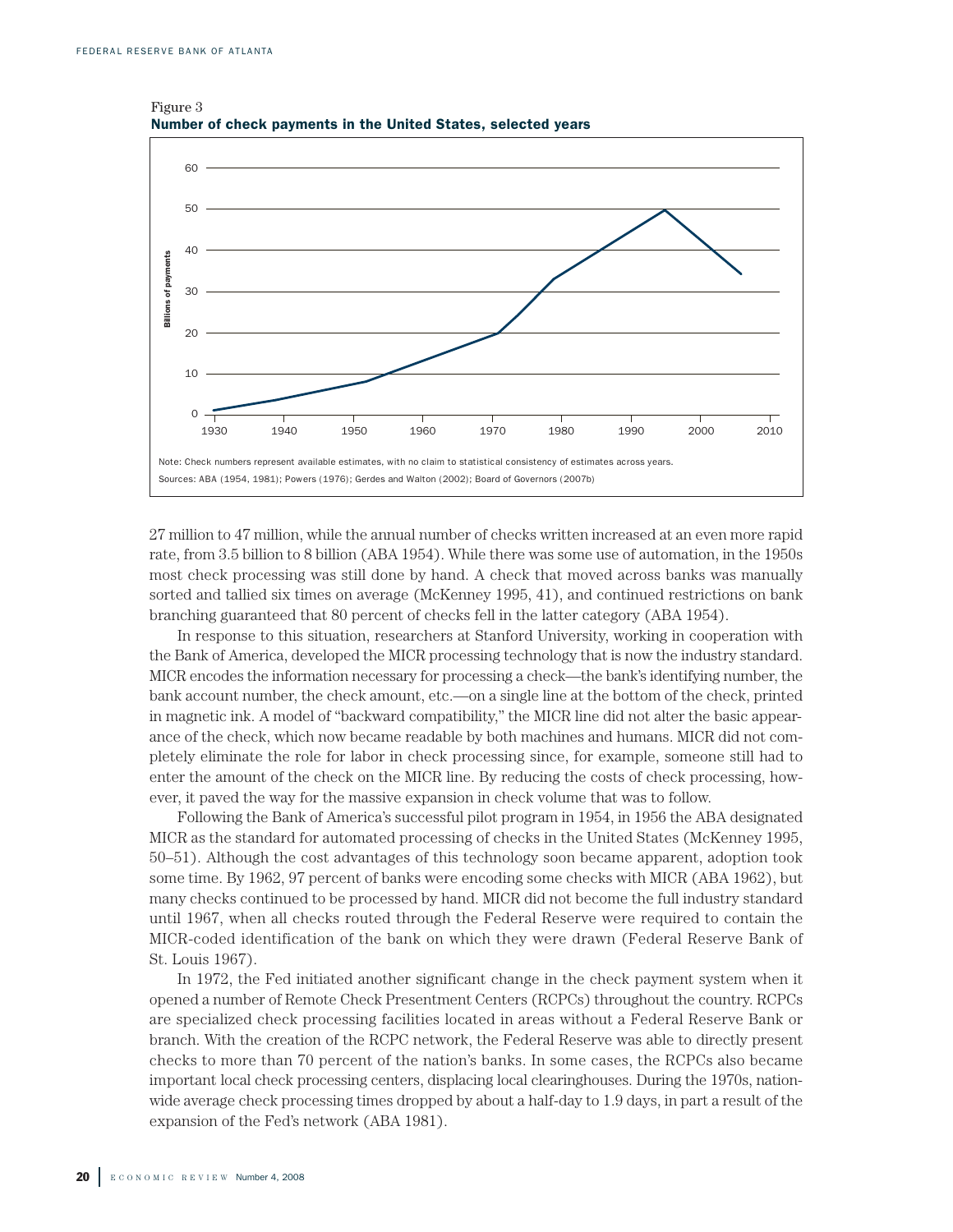Figure 3
**Number of check payments in the United States, selected years**

Note: Check numbers represent available estimates, with no claim to statistical consistency of estimates across years.
Sources: ABA (1954, 1981); Powers (1976); Gerdes and Walton (2002); Board of Governors (2007b)

27 million to 47 million, while the annual number of checks written increased at an even more rapid rate, from 3.5 billion to 8 billion (ABA 1954). While there was some use of automation, in the 1950s most check processing was still done by hand. A check that moved across banks was manually sorted and tallied six times on average (McKenney 1995, 41), and continued restrictions on bank branching guaranteed that 80 percent of checks fell in the latter category (ABA 1954).

In response to this situation, researchers at Stanford University, working in cooperation with the Bank of America, developed the MICR processing technology that is now the industry standard. MICR encodes the information necessary for processing a check—the bank's identifying number, the bank account number, the check amount, etc.—on a single line at the bottom of the check, printed in magnetic ink. A model of "backward compatibility," the MICR line did not alter the basic appearance of the check, which now became readable by both machines and humans. MICR did not completely eliminate the role for labor in check processing since, for example, someone still had to enter the amount of the check on the MICR line. By reducing the costs of check processing, however, it paved the way for the massive expansion in check volume that was to follow.

Following the Bank of America's successful pilot program in 1954, in 1956 the ABA designated MICR as the standard for automated processing of checks in the United States (McKenney 1995, 50–51). Although the cost advantages of this technology soon became apparent, adoption took some time. By 1962, 97 percent of banks were encoding some checks with MICR (ABA 1962), but many checks continued to be processed by hand. MICR did not become the full industry standard until 1967, when all checks routed through the Federal Reserve were required to contain the MICR-coded identification of the bank on which they were drawn (Federal Reserve Bank of St. Louis 1967).

In 1972, the Fed initiated another significant change in the check payment system when it opened a number of Remote Check Presentment Centers (RCPCs) throughout the country. RCPCs are specialized check processing facilities located in areas without a Federal Reserve Bank or branch. With the creation of the RCPC network, the Federal Reserve was able to directly present checks to more than 70 percent of the nation's banks. In some cases, the RCPCs also became important local check processing centers, displacing local clearinghouses. During the 1970s, nationwide average check processing times dropped by about a half-day to 1.9 days, in part a result of the expansion of the Fed's network (ABA 1981).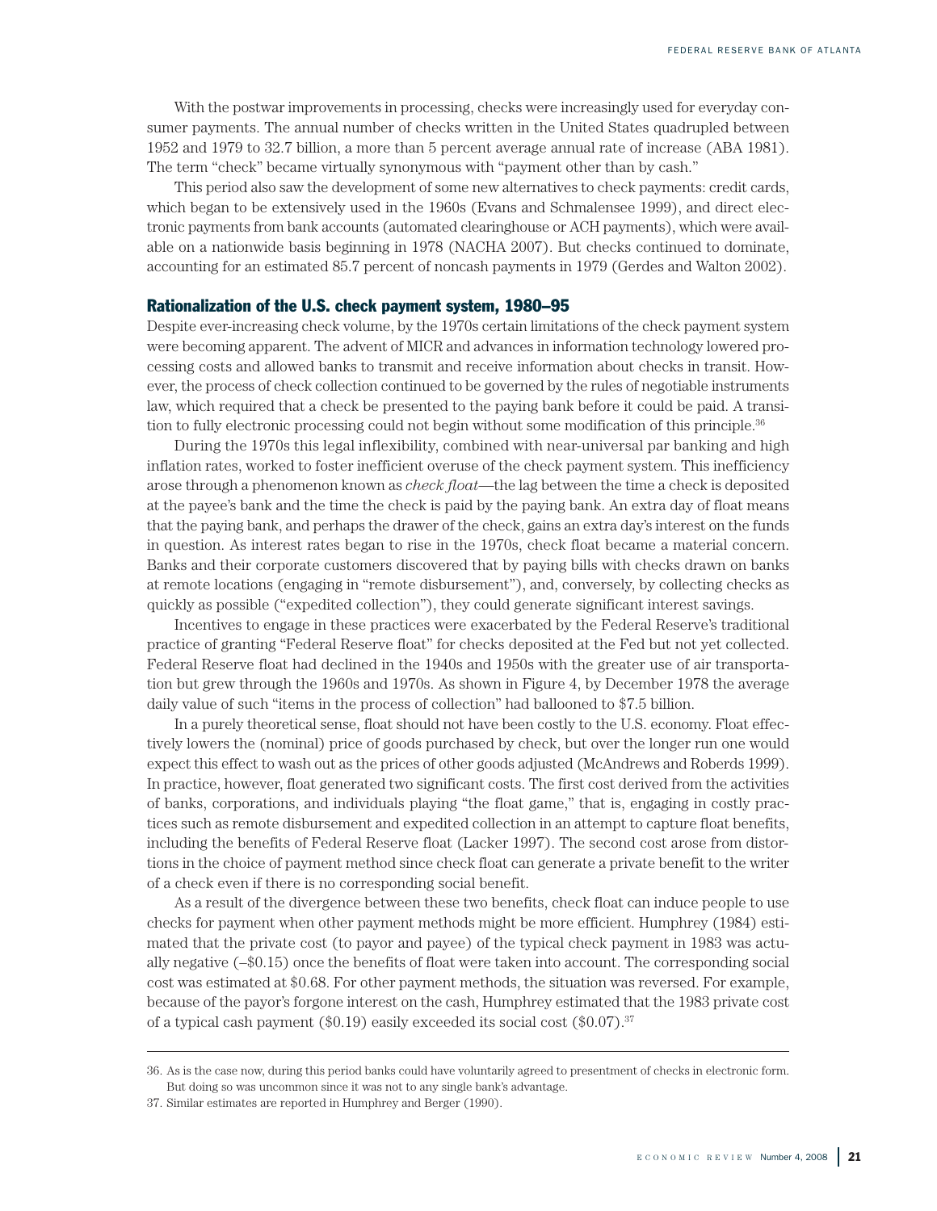With the postwar improvements in processing, checks were increasingly used for everyday consumer payments. The annual number of checks written in the United States quadrupled between 1952 and 1979 to 32.7 billion, a more than 5 percent average annual rate of increase (ABA 1981). The term "check" became virtually synonymous with "payment other than by cash."

This period also saw the development of some new alternatives to check payments: credit cards, which began to be extensively used in the 1960s (Evans and Schmalensee 1999), and direct electronic payments from bank accounts (automated clearinghouse or ACH payments), which were available on a nationwide basis beginning in 1978 (NACHA 2007). But checks continued to dominate, accounting for an estimated 85.7 percent of noncash payments in 1979 (Gerdes and Walton 2002).

## Rationalization of the U.S. check payment system, 1980–95

Despite ever-increasing check volume, by the 1970s certain limitations of the check payment system were becoming apparent. The advent of MICR and advances in information technology lowered processing costs and allowed banks to transmit and receive information about checks in transit. However, the process of check collection continued to be governed by the rules of negotiable instruments law, which required that a check be presented to the paying bank before it could be paid. A transition to fully electronic processing could not begin without some modification of this principle.[36]

During the 1970s this legal inflexibility, combined with near-universal par banking and high inflation rates, worked to foster inefficient overuse of the check payment system. This inefficiency arose through a phenomenon known as *check float*—the lag between the time a check is deposited at the payee's bank and the time the check is paid by the paying bank. An extra day of float means that the paying bank, and perhaps the drawer of the check, gains an extra day's interest on the funds in question. As interest rates began to rise in the 1970s, check float became a material concern. Banks and their corporate customers discovered that by paying bills with checks drawn on banks at remote locations (engaging in "remote disbursement"), and, conversely, by collecting checks as quickly as possible ("expedited collection"), they could generate significant interest savings.

Incentives to engage in these practices were exacerbated by the Federal Reserve's traditional practice of granting "Federal Reserve float" for checks deposited at the Fed but not yet collected. Federal Reserve float had declined in the 1940s and 1950s with the greater use of air transportation but grew through the 1960s and 1970s. As shown in Figure 4, by December 1978 the average daily value of such "items in the process of collection" had ballooned to \$7.5 billion.

In a purely theoretical sense, float should not have been costly to the U.S. economy. Float effectively lowers the (nominal) price of goods purchased by check, but over the longer run one would expect this effect to wash out as the prices of other goods adjusted (McAndrews and Roberds 1999). In practice, however, float generated two significant costs. The first cost derived from the activities of banks, corporations, and individuals playing "the float game," that is, engaging in costly practices such as remote disbursement and expedited collection in an attempt to capture float benefits, including the benefits of Federal Reserve float (Lacker 1997). The second cost arose from distortions in the choice of payment method since check float can generate a private benefit to the writer of a check even if there is no corresponding social benefit.

As a result of the divergence between these two benefits, check float can induce people to use checks for payment when other payment methods might be more efficient. Humphrey (1984) estimated that the private cost (to payor and payee) of the typical check payment in 1983 was actually negative (–\$0.15) once the benefits of float were taken into account. The corresponding social cost was estimated at \$0.68. For other payment methods, the situation was reversed. For example, because of the payor's forgone interest on the cash, Humphrey estimated that the 1983 private cost of a typical cash payment (\$0.19) easily exceeded its social cost (\$0.07).[37]

---

36. As is the case now, during this period banks could have voluntarily agreed to presentment of checks in electronic form. But doing so was uncommon since it was not to any single bank's advantage.

37. Similar estimates are reported in Humphrey and Berger (1990).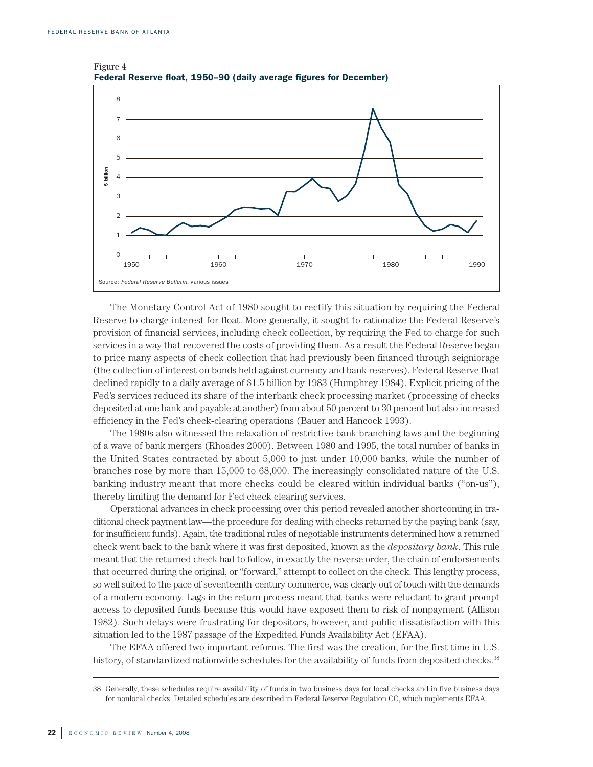Figure 4
**Federal Reserve float, 1950–90 (daily average figures for December)**

Source: *Federal Reserve Bulletin*, various issues

The Monetary Control Act of 1980 sought to rectify this situation by requiring the Federal Reserve to charge interest for float. More generally, it sought to rationalize the Federal Reserve's provision of financial services, including check collection, by requiring the Fed to charge for such services in a way that recovered the costs of providing them. As a result the Federal Reserve began to price many aspects of check collection that had previously been financed through seigniorage (the collection of interest on bonds held against currency and bank reserves). Federal Reserve float declined rapidly to a daily average of $1.5 billion by 1983 (Humphrey 1984). Explicit pricing of the Fed's services reduced its share of the interbank check processing market (processing of checks deposited at one bank and payable at another) from about 50 percent to 30 percent but also increased efficiency in the Fed's check-clearing operations (Bauer and Hancock 1993).

The 1980s also witnessed the relaxation of restrictive bank branching laws and the beginning of a wave of bank mergers (Rhoades 2000). Between 1980 and 1995, the total number of banks in the United States contracted by about 5,000 to just under 10,000 banks, while the number of branches rose by more than 15,000 to 68,000. The increasingly consolidated nature of the U.S. banking industry meant that more checks could be cleared within individual banks ("on-us"), thereby limiting the demand for Fed check clearing services.

Operational advances in check processing over this period revealed another shortcoming in traditional check payment law—the procedure for dealing with checks returned by the paying bank (say, for insufficient funds). Again, the traditional rules of negotiable instruments determined how a returned check went back to the bank where it was first deposited, known as the *depositary bank*. This rule meant that the returned check had to follow, in exactly the reverse order, the chain of endorsements that occurred during the original, or "forward," attempt to collect on the check. This lengthy process, so well suited to the pace of seventeenth-century commerce, was clearly out of touch with the demands of a modern economy. Lags in the return process meant that banks were reluctant to grant prompt access to deposited funds because this would have exposed them to risk of nonpayment (Allison 1982). Such delays were frustrating for depositors, however, and public dissatisfaction with this situation led to the 1987 passage of the Expedited Funds Availability Act (EFAA).

The EFAA offered two important reforms. The first was the creation, for the first time in U.S. history, of standardized nationwide schedules for the availability of funds from deposited checks.[38]

38. Generally, these schedules require availability of funds in two business days for local checks and in five business days for nonlocal checks. Detailed schedules are described in Federal Reserve Regulation CC, which implements EFAA.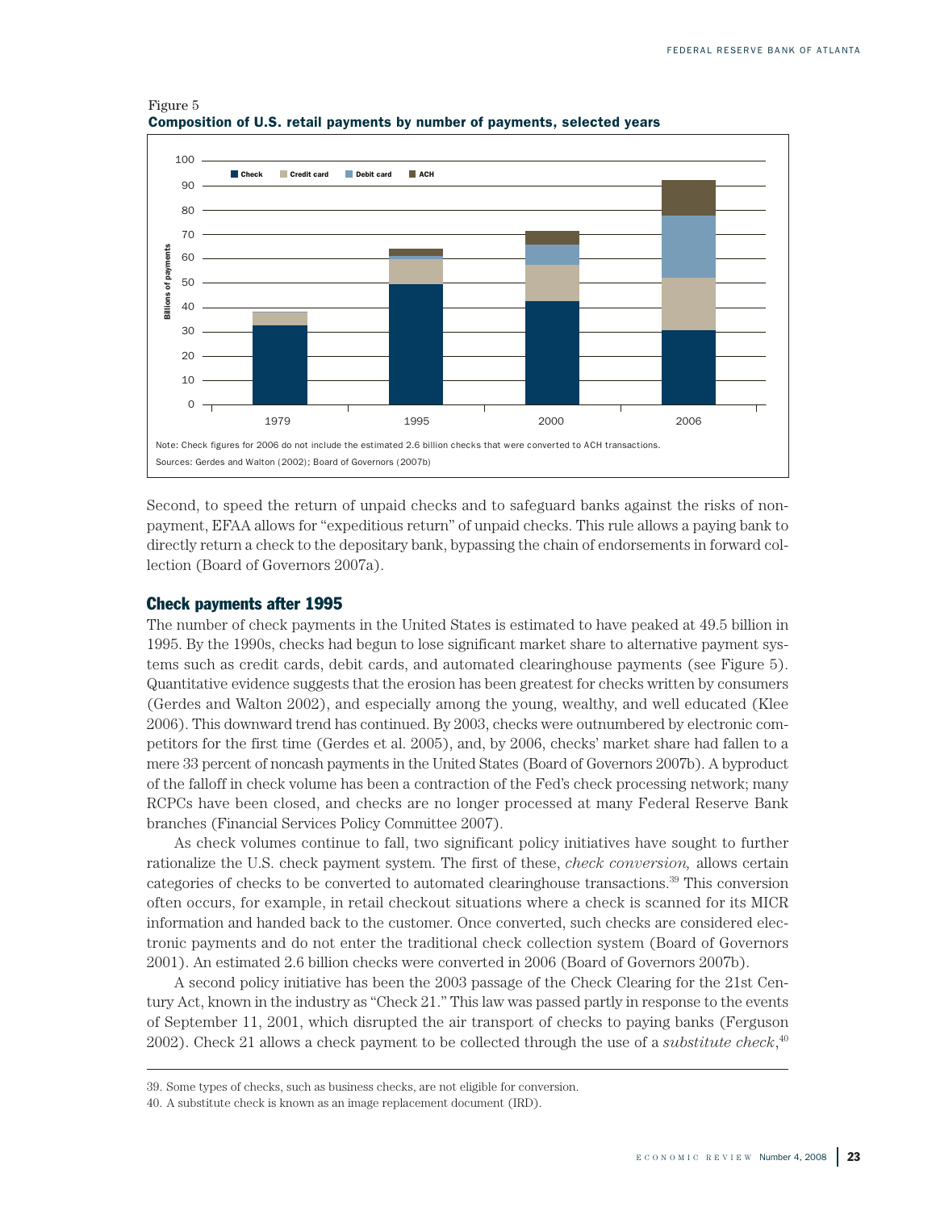Figure 5
**Composition of U.S. retail payments by number of payments, selected years**

Note: Check figures for 2006 do not include the estimated 2.6 billion checks that were converted to ACH transactions.
Sources: Gerdes and Walton (2002); Board of Governors (2007b)

Second, to speed the return of unpaid checks and to safeguard banks against the risks of nonpayment, EFAA allows for "expeditious return" of unpaid checks. This rule allows a paying bank to directly return a check to the depositary bank, bypassing the chain of endorsements in forward collection (Board of Governors 2007a).

## Check payments after 1995

The number of check payments in the United States is estimated to have peaked at 49.5 billion in 1995. By the 1990s, checks had begun to lose significant market share to alternative payment systems such as credit cards, debit cards, and automated clearinghouse payments (see Figure 5). Quantitative evidence suggests that the erosion has been greatest for checks written by consumers (Gerdes and Walton 2002), and especially among the young, wealthy, and well educated (Klee 2006). This downward trend has continued. By 2003, checks were outnumbered by electronic competitors for the first time (Gerdes et al. 2005), and, by 2006, checks' market share had fallen to a mere 33 percent of noncash payments in the United States (Board of Governors 2007b). A byproduct of the falloff in check volume has been a contraction of the Fed's check processing network; many RCPCs have been closed, and checks are no longer processed at many Federal Reserve Bank branches (Financial Services Policy Committee 2007).

As check volumes continue to fall, two significant policy initiatives have sought to further rationalize the U.S. check payment system. The first of these, *check conversion,* allows certain categories of checks to be converted to automated clearinghouse transactions.[39] This conversion often occurs, for example, in retail checkout situations where a check is scanned for its MICR information and handed back to the customer. Once converted, such checks are considered electronic payments and do not enter the traditional check collection system (Board of Governors 2001). An estimated 2.6 billion checks were converted in 2006 (Board of Governors 2007b).

A second policy initiative has been the 2003 passage of the Check Clearing for the 21st Century Act, known in the industry as "Check 21." This law was passed partly in response to the events of September 11, 2001, which disrupted the air transport of checks to paying banks (Ferguson 2002). Check 21 allows a check payment to be collected through the use of a *substitute check*,[40]

---

39. Some types of checks, such as business checks, are not eligible for conversion.

40. A substitute check is known as an image replacement document (IRD).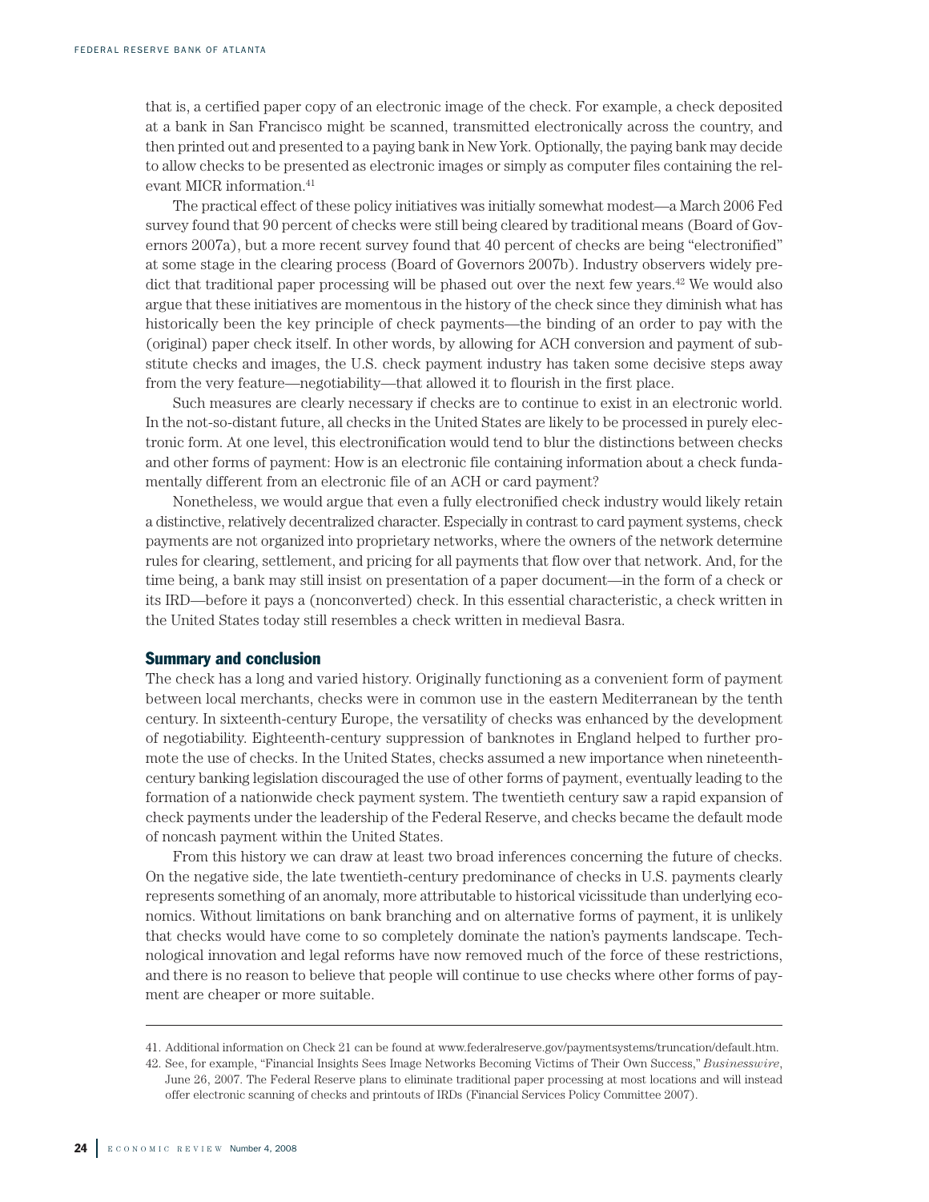that is, a certified paper copy of an electronic image of the check. For example, a check deposited at a bank in San Francisco might be scanned, transmitted electronically across the country, and then printed out and presented to a paying bank in New York. Optionally, the paying bank may decide to allow checks to be presented as electronic images or simply as computer files containing the relevant MICR information.[41]

The practical effect of these policy initiatives was initially somewhat modest—a March 2006 Fed survey found that 90 percent of checks were still being cleared by traditional means (Board of Governors 2007a), but a more recent survey found that 40 percent of checks are being "electronified" at some stage in the clearing process (Board of Governors 2007b). Industry observers widely predict that traditional paper processing will be phased out over the next few years.[42] We would also argue that these initiatives are momentous in the history of the check since they diminish what has historically been the key principle of check payments—the binding of an order to pay with the (original) paper check itself. In other words, by allowing for ACH conversion and payment of substitute checks and images, the U.S. check payment industry has taken some decisive steps away from the very feature—negotiability—that allowed it to flourish in the first place.

Such measures are clearly necessary if checks are to continue to exist in an electronic world. In the not-so-distant future, all checks in the United States are likely to be processed in purely electronic form. At one level, this electronification would tend to blur the distinctions between checks and other forms of payment: How is an electronic file containing information about a check fundamentally different from an electronic file of an ACH or card payment?

Nonetheless, we would argue that even a fully electronified check industry would likely retain a distinctive, relatively decentralized character. Especially in contrast to card payment systems, check payments are not organized into proprietary networks, where the owners of the network determine rules for clearing, settlement, and pricing for all payments that flow over that network. And, for the time being, a bank may still insist on presentation of a paper document—in the form of a check or its IRD—before it pays a (nonconverted) check. In this essential characteristic, a check written in the United States today still resembles a check written in medieval Basra.

## Summary and conclusion

The check has a long and varied history. Originally functioning as a convenient form of payment between local merchants, checks were in common use in the eastern Mediterranean by the tenth century. In sixteenth-century Europe, the versatility of checks was enhanced by the development of negotiability. Eighteenth-century suppression of banknotes in England helped to further promote the use of checks. In the United States, checks assumed a new importance when nineteenth-century banking legislation discouraged the use of other forms of payment, eventually leading to the formation of a nationwide check payment system. The twentieth century saw a rapid expansion of check payments under the leadership of the Federal Reserve, and checks became the default mode of noncash payment within the United States.

From this history we can draw at least two broad inferences concerning the future of checks. On the negative side, the late twentieth-century predominance of checks in U.S. payments clearly represents something of an anomaly, more attributable to historical vicissitude than underlying economics. Without limitations on bank branching and on alternative forms of payment, it is unlikely that checks would have come to so completely dominate the nation's payments landscape. Technological innovation and legal reforms have now removed much of the force of these restrictions, and there is no reason to believe that people will continue to use checks where other forms of payment are cheaper or more suitable.

---

41. Additional information on Check 21 can be found at www.federalreserve.gov/paymentsystems/truncation/default.htm.

42. See, for example, "Financial Insights Sees Image Networks Becoming Victims of Their Own Success," *Businesswire*, June 26, 2007. The Federal Reserve plans to eliminate traditional paper processing at most locations and will instead offer electronic scanning of checks and printouts of IRDs (Financial Services Policy Committee 2007).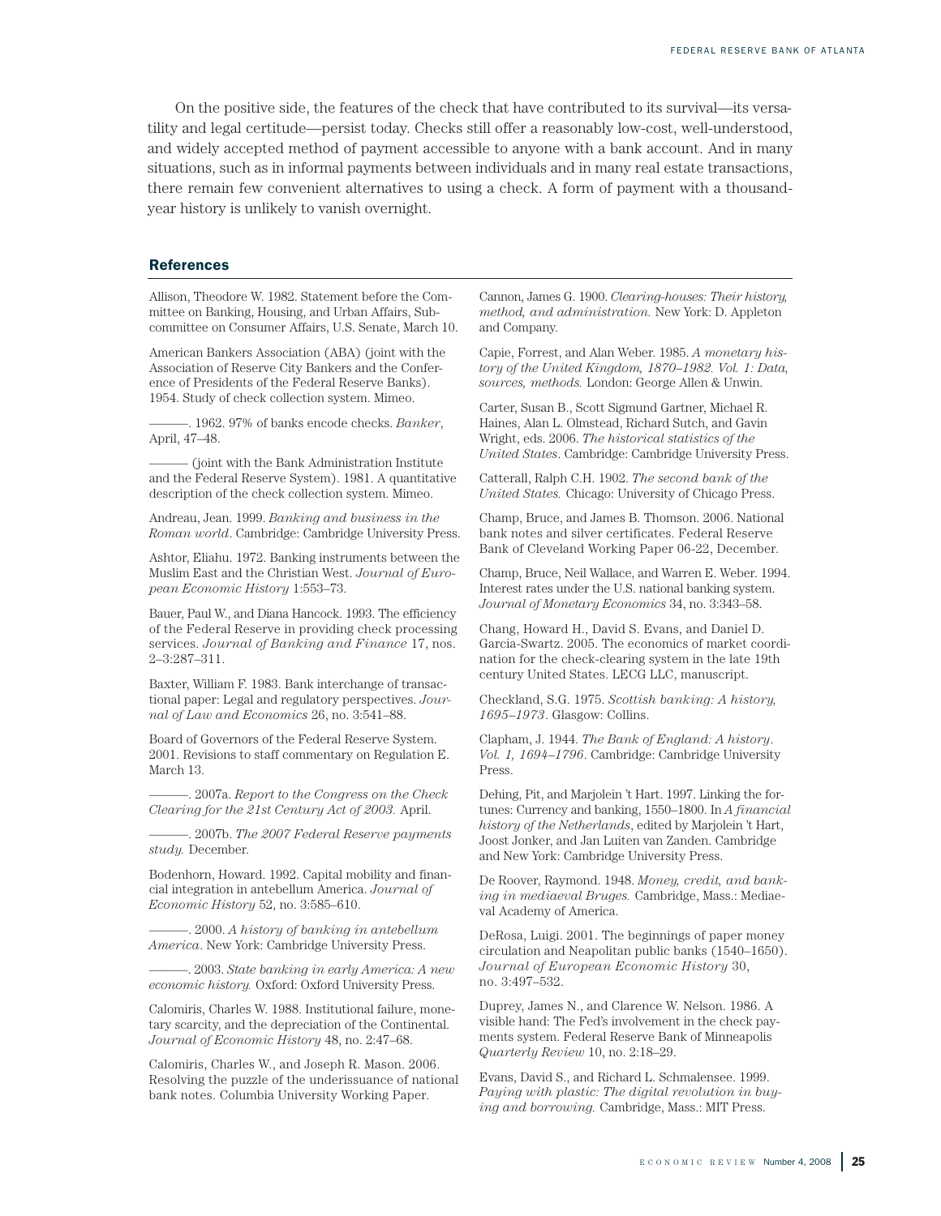On the positive side, the features of the check that have contributed to its survival—its versatility and legal certitude—persist today. Checks still offer a reasonably low-cost, well-understood, and widely accepted method of payment accessible to anyone with a bank account. And in many situations, such as in informal payments between individuals and in many real estate transactions, there remain few convenient alternatives to using a check. A form of payment with a thousand-year history is unlikely to vanish overnight.

## References

Allison, Theodore W. 1982. Statement before the Committee on Banking, Housing, and Urban Affairs, Subcommittee on Consumer Affairs, U.S. Senate, March 10.

American Bankers Association (ABA) (joint with the Association of Reserve City Bankers and the Conference of Presidents of the Federal Reserve Banks). 1954. Study of check collection system. Mimeo.

———. 1962. 97% of banks encode checks. *Banker*, April, 47–48.

——— (joint with the Bank Administration Institute and the Federal Reserve System). 1981. A quantitative description of the check collection system. Mimeo.

Andreau, Jean. 1999. *Banking and business in the Roman world*. Cambridge: Cambridge University Press.

Ashtor, Eliahu. 1972. Banking instruments between the Muslim East and the Christian West. *Journal of European Economic History* 1:553–73.

Bauer, Paul W., and Diana Hancock. 1993. The efficiency of the Federal Reserve in providing check processing services. *Journal of Banking and Finance* 17, nos. 2–3:287–311.

Baxter, William F. 1983. Bank interchange of transactional paper: Legal and regulatory perspectives. *Journal of Law and Economics* 26, no. 3:541–88.

Board of Governors of the Federal Reserve System. 2001. Revisions to staff commentary on Regulation E. March 13.

———. 2007a. *Report to the Congress on the Check Clearing for the 21st Century Act of 2003.* April.

———. 2007b. *The 2007 Federal Reserve payments study.* December.

Bodenhorn, Howard. 1992. Capital mobility and financial integration in antebellum America. *Journal of Economic History* 52, no. 3:585–610.

———. 2000. *A history of banking in antebellum America*. New York: Cambridge University Press.

———. 2003. *State banking in early America: A new economic history.* Oxford: Oxford University Press.

Calomiris, Charles W. 1988. Institutional failure, monetary scarcity, and the depreciation of the Continental. *Journal of Economic History* 48, no. 2:47–68.

Calomiris, Charles W., and Joseph R. Mason. 2006. Resolving the puzzle of the underissuance of national bank notes. Columbia University Working Paper.

Cannon, James G. 1900. *Clearing-houses: Their history, method, and administration.* New York: D. Appleton and Company.

Capie, Forrest, and Alan Weber. 1985. *A monetary history of the United Kingdom, 1870–1982. Vol. 1: Data, sources, methods.* London: George Allen & Unwin.

Carter, Susan B., Scott Sigmund Gartner, Michael R. Haines, Alan L. Olmstead, Richard Sutch, and Gavin Wright, eds. 2006. *The historical statistics of the United States*. Cambridge: Cambridge University Press.

Catterall, Ralph C.H. 1902. *The second bank of the United States.* Chicago: University of Chicago Press.

Champ, Bruce, and James B. Thomson. 2006. National bank notes and silver certificates. Federal Reserve Bank of Cleveland Working Paper 06-22, December.

Champ, Bruce, Neil Wallace, and Warren E. Weber. 1994. Interest rates under the U.S. national banking system. *Journal of Monetary Economics* 34, no. 3:343–58.

Chang, Howard H., David S. Evans, and Daniel D. Garcia-Swartz. 2005. The economics of market coordination for the check-clearing system in the late 19th century United States. LECG LLC, manuscript.

Checkland, S.G. 1975. *Scottish banking: A history, 1695–1973*. Glasgow: Collins.

Clapham, J. 1944. *The Bank of England: A history. Vol. 1, 1694–1796*. Cambridge: Cambridge University Press.

Dehing, Pit, and Marjolein 't Hart. 1997. Linking the fortunes: Currency and banking, 1550–1800. In *A financial history of the Netherlands*, edited by Marjolein 't Hart, Joost Jonker, and Jan Luiten van Zanden. Cambridge and New York: Cambridge University Press.

De Roover, Raymond. 1948. *Money, credit, and banking in mediaeval Bruges.* Cambridge, Mass.: Mediaeval Academy of America.

DeRosa, Luigi. 2001. The beginnings of paper money circulation and Neapolitan public banks (1540–1650). *Journal of European Economic History* 30, no. 3:497–532.

Duprey, James N., and Clarence W. Nelson. 1986. A visible hand: The Fed's involvement in the check payments system. Federal Reserve Bank of Minneapolis *Quarterly Review* 10, no. 2:18–29.

Evans, David S., and Richard L. Schmalensee. 1999. *Paying with plastic: The digital revolution in buying and borrowing.* Cambridge, Mass.: MIT Press.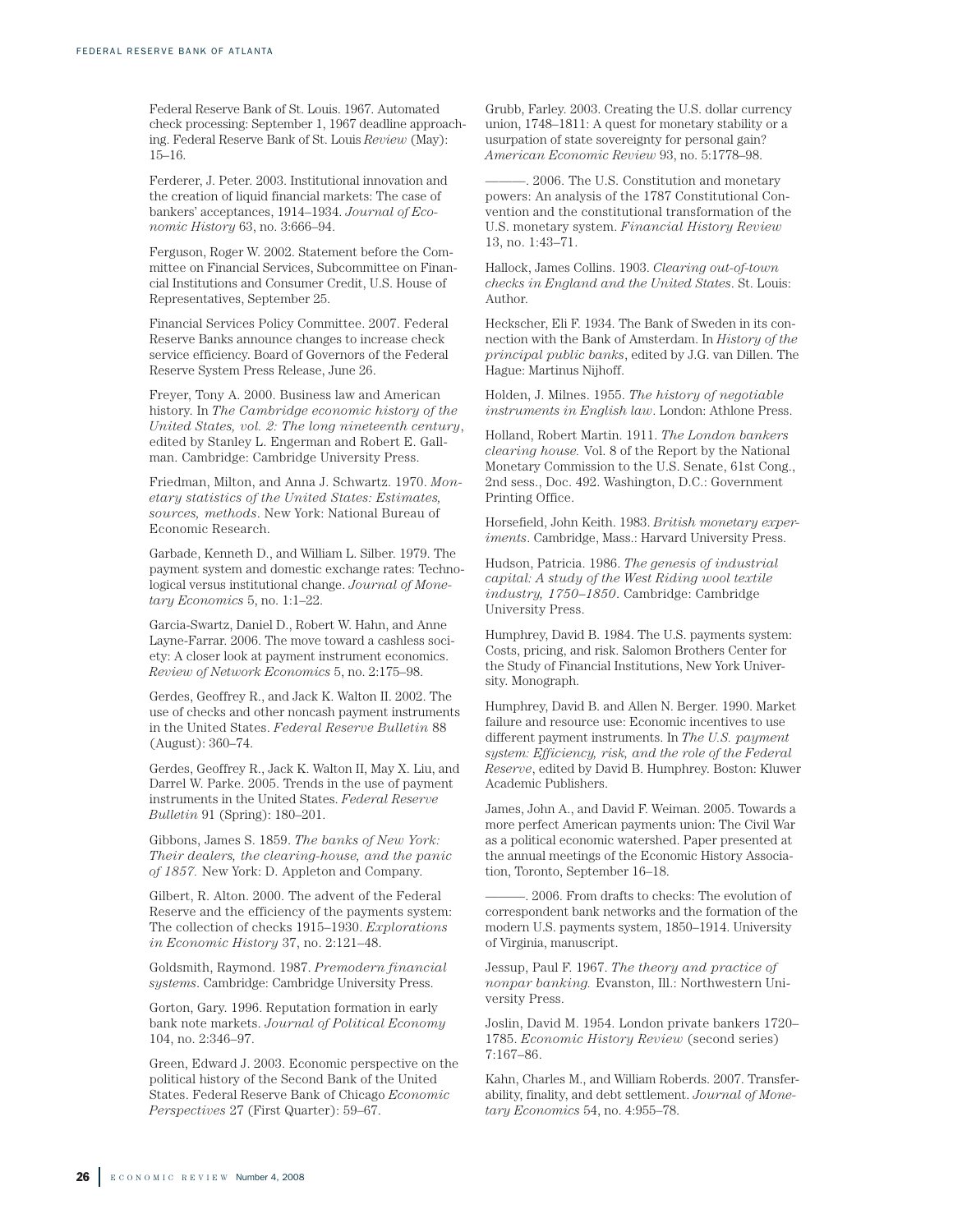Federal Reserve Bank of St. Louis. 1967. Automated check processing: September 1, 1967 deadline approaching. Federal Reserve Bank of St. Louis *Review* (May): 15–16.

Ferderer, J. Peter. 2003. Institutional innovation and the creation of liquid financial markets: The case of bankers' acceptances, 1914–1934. *Journal of Economic History* 63, no. 3:666–94.

Ferguson, Roger W. 2002. Statement before the Committee on Financial Services, Subcommittee on Financial Institutions and Consumer Credit, U.S. House of Representatives, September 25.

Financial Services Policy Committee. 2007. Federal Reserve Banks announce changes to increase check service efficiency. Board of Governors of the Federal Reserve System Press Release, June 26.

Freyer, Tony A. 2000. Business law and American history. In *The Cambridge economic history of the United States, vol. 2: The long nineteenth century*, edited by Stanley L. Engerman and Robert E. Gallman. Cambridge: Cambridge University Press.

Friedman, Milton, and Anna J. Schwartz. 1970. *Monetary statistics of the United States: Estimates, sources, methods*. New York: National Bureau of Economic Research.

Garbade, Kenneth D., and William L. Silber. 1979. The payment system and domestic exchange rates: Technological versus institutional change. *Journal of Monetary Economics* 5, no. 1:1–22.

Garcia-Swartz, Daniel D., Robert W. Hahn, and Anne Layne-Farrar. 2006. The move toward a cashless society: A closer look at payment instrument economics. *Review of Network Economics* 5, no. 2:175–98.

Gerdes, Geoffrey R., and Jack K. Walton II. 2002. The use of checks and other noncash payment instruments in the United States. *Federal Reserve Bulletin* 88 (August): 360–74.

Gerdes, Geoffrey R., Jack K. Walton II, May X. Liu, and Darrel W. Parke. 2005. Trends in the use of payment instruments in the United States. *Federal Reserve Bulletin* 91 (Spring): 180–201.

Gibbons, James S. 1859. *The banks of New York: Their dealers, the clearing-house, and the panic of 1857.* New York: D. Appleton and Company.

Gilbert, R. Alton. 2000. The advent of the Federal Reserve and the efficiency of the payments system: The collection of checks 1915–1930. *Explorations in Economic History* 37, no. 2:121–48.

Goldsmith, Raymond. 1987. *Premodern financial systems*. Cambridge: Cambridge University Press.

Gorton, Gary. 1996. Reputation formation in early bank note markets. *Journal of Political Economy* 104, no. 2:346–97.

Green, Edward J. 2003. Economic perspective on the political history of the Second Bank of the United States. Federal Reserve Bank of Chicago *Economic Perspectives* 27 (First Quarter): 59–67.

Grubb, Farley. 2003. Creating the U.S. dollar currency union, 1748–1811: A quest for monetary stability or a usurpation of state sovereignty for personal gain? *American Economic Review* 93, no. 5:1778–98.

———. 2006. The U.S. Constitution and monetary powers: An analysis of the 1787 Constitutional Convention and the constitutional transformation of the U.S. monetary system. *Financial History Review* 13, no. 1:43–71.

Hallock, James Collins. 1903. *Clearing out-of-town checks in England and the United States*. St. Louis: Author.

Heckscher, Eli F. 1934. The Bank of Sweden in its connection with the Bank of Amsterdam. In *History of the principal public banks*, edited by J.G. van Dillen. The Hague: Martinus Nijhoff.

Holden, J. Milnes. 1955. *The history of negotiable instruments in English law*. London: Athlone Press.

Holland, Robert Martin. 1911. *The London bankers clearing house.* Vol. 8 of the Report by the National Monetary Commission to the U.S. Senate, 61st Cong., 2nd sess., Doc. 492. Washington, D.C.: Government Printing Office.

Horsefield, John Keith. 1983. *British monetary experiments*. Cambridge, Mass.: Harvard University Press.

Hudson, Patricia. 1986. *The genesis of industrial capital: A study of the West Riding wool textile industry, 1750–1850*. Cambridge: Cambridge University Press.

Humphrey, David B. 1984. The U.S. payments system: Costs, pricing, and risk. Salomon Brothers Center for the Study of Financial Institutions, New York University. Monograph.

Humphrey, David B. and Allen N. Berger. 1990. Market failure and resource use: Economic incentives to use different payment instruments. In *The U.S. payment system: Efficiency, risk, and the role of the Federal Reserve*, edited by David B. Humphrey. Boston: Kluwer Academic Publishers.

James, John A., and David F. Weiman. 2005. Towards a more perfect American payments union: The Civil War as a political economic watershed. Paper presented at the annual meetings of the Economic History Association, Toronto, September 16–18.

———. 2006. From drafts to checks: The evolution of correspondent bank networks and the formation of the modern U.S. payments system, 1850–1914. University of Virginia, manuscript.

Jessup, Paul F. 1967. *The theory and practice of nonpar banking.* Evanston, Ill.: Northwestern University Press.

Joslin, David M. 1954. London private bankers 1720–1785. *Economic History Review* (second series) 7:167–86.

Kahn, Charles M., and William Roberds. 2007. Transferability, finality, and debt settlement. *Journal of Monetary Economics* 54, no. 4:955–78.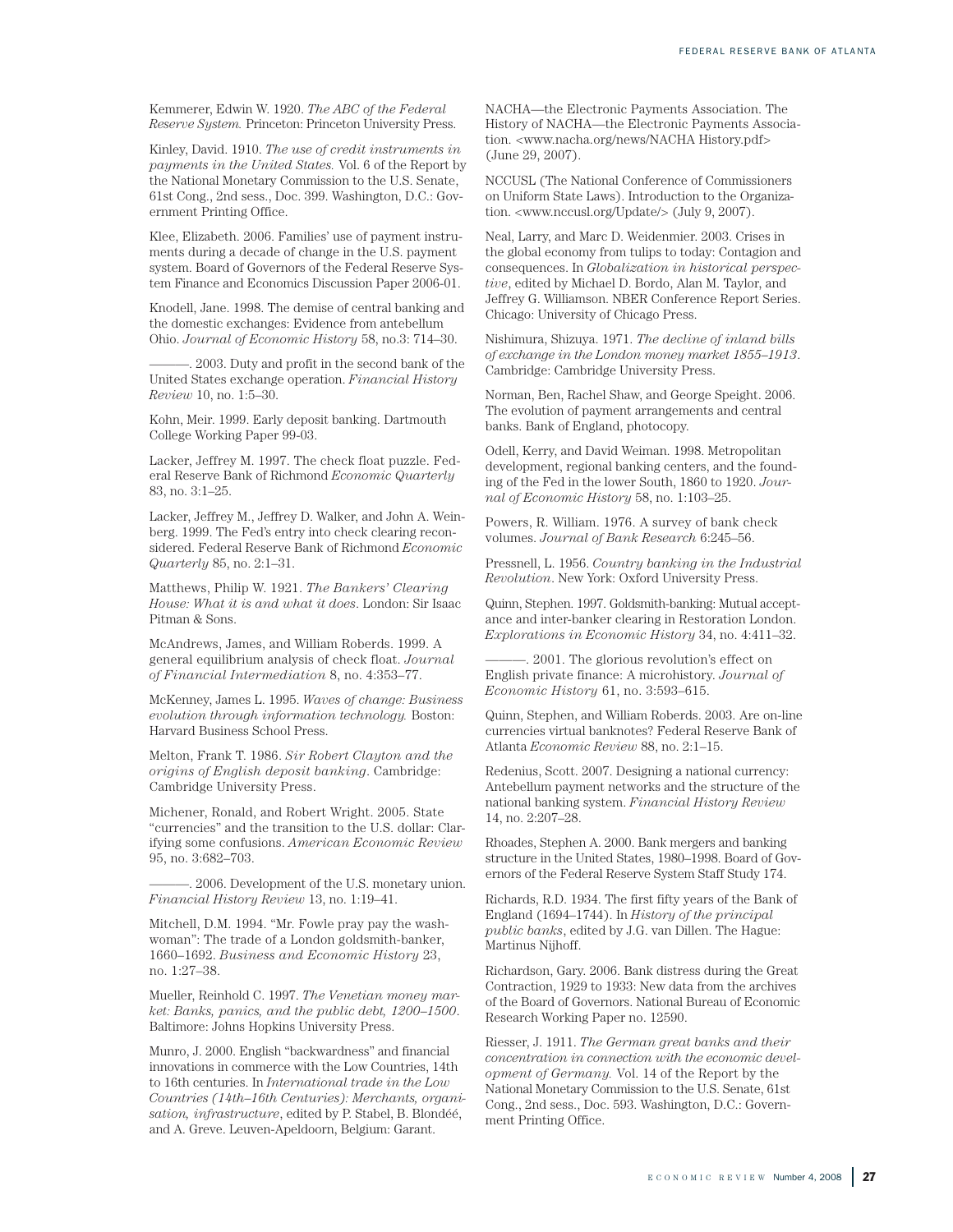Kemmerer, Edwin W. 1920. *The ABC of the Federal Reserve System.* Princeton: Princeton University Press.

Kinley, David. 1910. *The use of credit instruments in payments in the United States.* Vol. 6 of the Report by the National Monetary Commission to the U.S. Senate, 61st Cong., 2nd sess., Doc. 399. Washington, D.C.: Government Printing Office.

Klee, Elizabeth. 2006. Families' use of payment instruments during a decade of change in the U.S. payment system. Board of Governors of the Federal Reserve System Finance and Economics Discussion Paper 2006-01.

Knodell, Jane. 1998. The demise of central banking and the domestic exchanges: Evidence from antebellum Ohio. *Journal of Economic History* 58, no.3: 714–30.

———. 2003. Duty and profit in the second bank of the United States exchange operation. *Financial History Review* 10, no. 1:5–30.

Kohn, Meir. 1999. Early deposit banking. Dartmouth College Working Paper 99-03.

Lacker, Jeffrey M. 1997. The check float puzzle. Federal Reserve Bank of Richmond *Economic Quarterly* 83, no. 3:1–25.

Lacker, Jeffrey M., Jeffrey D. Walker, and John A. Weinberg. 1999. The Fed's entry into check clearing reconsidered. Federal Reserve Bank of Richmond *Economic Quarterly* 85, no. 2:1–31.

Matthews, Philip W. 1921. *The Bankers' Clearing House: What it is and what it does*. London: Sir Isaac Pitman & Sons.

McAndrews, James, and William Roberds. 1999. A general equilibrium analysis of check float. *Journal of Financial Intermediation* 8, no. 4:353–77.

McKenney, James L. 1995. *Waves of change: Business evolution through information technology.* Boston: Harvard Business School Press.

Melton, Frank T. 1986. *Sir Robert Clayton and the origins of English deposit banking*. Cambridge: Cambridge University Press.

Michener, Ronald, and Robert Wright. 2005. State "currencies" and the transition to the U.S. dollar: Clarifying some confusions. *American Economic Review* 95, no. 3:682–703.

———. 2006. Development of the U.S. monetary union. *Financial History Review* 13, no. 1:19–41.

Mitchell, D.M. 1994. "Mr. Fowle pray pay the washwoman": The trade of a London goldsmith-banker, 1660–1692. *Business and Economic History* 23, no. 1:27–38.

Mueller, Reinhold C. 1997. *The Venetian money market: Banks, panics, and the public debt, 1200–1500*. Baltimore: Johns Hopkins University Press.

Munro, J. 2000. English "backwardness" and financial innovations in commerce with the Low Countries, 14th to 16th centuries. In *International trade in the Low Countries (14th–16th Centuries): Merchants, organisation, infrastructure*, edited by P. Stabel, B. Blondéé, and A. Greve. Leuven-Apeldoorn, Belgium: Garant.

NACHA—the Electronic Payments Association. The History of NACHA—the Electronic Payments Association. <www.nacha.org/news/NACHA History.pdf> (June 29, 2007).

NCCUSL (The National Conference of Commissioners on Uniform State Laws). Introduction to the Organization. <www.nccusl.org/Update/> (July 9, 2007).

Neal, Larry, and Marc D. Weidenmier. 2003. Crises in the global economy from tulips to today: Contagion and consequences. In *Globalization in historical perspective*, edited by Michael D. Bordo, Alan M. Taylor, and Jeffrey G. Williamson. NBER Conference Report Series. Chicago: University of Chicago Press.

Nishimura, Shizuya. 1971. *The decline of inland bills of exchange in the London money market 1855–1913*. Cambridge: Cambridge University Press.

Norman, Ben, Rachel Shaw, and George Speight. 2006. The evolution of payment arrangements and central banks. Bank of England, photocopy.

Odell, Kerry, and David Weiman. 1998. Metropolitan development, regional banking centers, and the founding of the Fed in the lower South, 1860 to 1920. *Journal of Economic History* 58, no. 1:103–25.

Powers, R. William. 1976. A survey of bank check volumes. *Journal of Bank Research* 6:245–56.

Pressnell, L. 1956. *Country banking in the Industrial Revolution*. New York: Oxford University Press.

Quinn, Stephen. 1997. Goldsmith-banking: Mutual acceptance and inter-banker clearing in Restoration London. *Explorations in Economic History* 34, no. 4:411–32.

———. 2001. The glorious revolution's effect on English private finance: A microhistory. *Journal of Economic History* 61, no. 3:593–615.

Quinn, Stephen, and William Roberds. 2003. Are on-line currencies virtual banknotes? Federal Reserve Bank of Atlanta *Economic Review* 88, no. 2:1–15.

Redenius, Scott. 2007. Designing a national currency: Antebellum payment networks and the structure of the national banking system. *Financial History Review* 14, no. 2:207–28.

Rhoades, Stephen A. 2000. Bank mergers and banking structure in the United States, 1980–1998. Board of Governors of the Federal Reserve System Staff Study 174.

Richards, R.D. 1934. The first fifty years of the Bank of England (1694–1744). In *History of the principal public banks*, edited by J.G. van Dillen. The Hague: Martinus Nijhoff.

Richardson, Gary. 2006. Bank distress during the Great Contraction, 1929 to 1933: New data from the archives of the Board of Governors. National Bureau of Economic Research Working Paper no. 12590.

Riesser, J. 1911. *The German great banks and their concentration in connection with the economic development of Germany.* Vol. 14 of the Report by the National Monetary Commission to the U.S. Senate, 61st Cong., 2nd sess., Doc. 593. Washington, D.C.: Government Printing Office.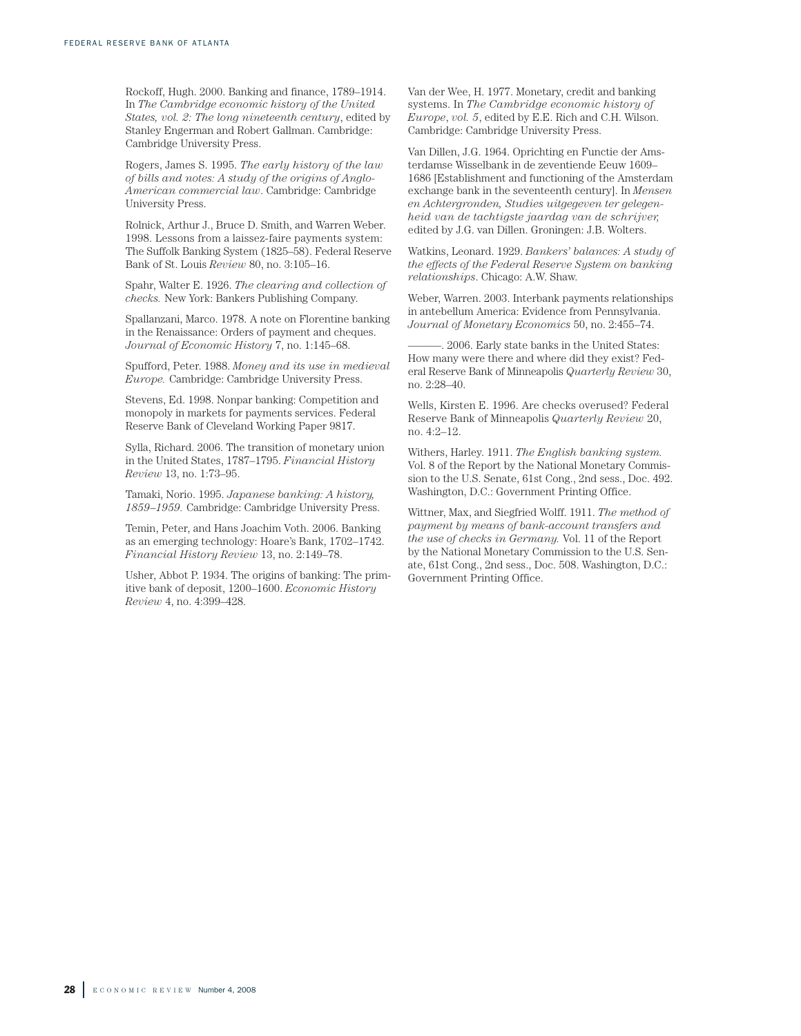Rockoff, Hugh. 2000. Banking and finance, 1789–1914. In *The Cambridge economic history of the United States, vol. 2: The long nineteenth century*, edited by Stanley Engerman and Robert Gallman. Cambridge: Cambridge University Press.

Rogers, James S. 1995. *The early history of the law of bills and notes: A study of the origins of Anglo-American commercial law*. Cambridge: Cambridge University Press.

Rolnick, Arthur J., Bruce D. Smith, and Warren Weber. 1998. Lessons from a laissez-faire payments system: The Suffolk Banking System (1825–58). Federal Reserve Bank of St. Louis *Review* 80, no. 3:105–16.

Spahr, Walter E. 1926. *The clearing and collection of checks.* New York: Bankers Publishing Company.

Spallanzani, Marco. 1978. A note on Florentine banking in the Renaissance: Orders of payment and cheques. *Journal of Economic History* 7, no. 1:145–68.

Spufford, Peter. 1988. *Money and its use in medieval Europe.* Cambridge: Cambridge University Press.

Stevens, Ed. 1998. Nonpar banking: Competition and monopoly in markets for payments services. Federal Reserve Bank of Cleveland Working Paper 9817.

Sylla, Richard. 2006. The transition of monetary union in the United States, 1787–1795. *Financial History Review* 13, no. 1:73–95.

Tamaki, Norio. 1995. *Japanese banking: A history, 1859–1959.* Cambridge: Cambridge University Press.

Temin, Peter, and Hans Joachim Voth. 2006. Banking as an emerging technology: Hoare's Bank, 1702–1742. *Financial History Review* 13, no. 2:149–78.

Usher, Abbot P. 1934. The origins of banking: The primitive bank of deposit, 1200–1600. *Economic History Review* 4, no. 4:399–428.

Van der Wee, H. 1977. Monetary, credit and banking systems. In *The Cambridge economic history of Europe*, *vol. 5*, edited by E.E. Rich and C.H. Wilson. Cambridge: Cambridge University Press.

Van Dillen, J.G. 1964. Oprichting en Functie der Amsterdamse Wisselbank in de zeventiende Eeuw 1609–1686 [Establishment and functioning of the Amsterdam exchange bank in the seventeenth century]. In *Mensen en Achtergronden, Studies uitgegeven ter gelegenheid van de tachtigste jaardag van de schrijver,* edited by J.G. van Dillen. Groningen: J.B. Wolters.

Watkins, Leonard. 1929. *Bankers' balances: A study of the effects of the Federal Reserve System on banking relationships*. Chicago: A.W. Shaw.

Weber, Warren. 2003. Interbank payments relationships in antebellum America: Evidence from Pennsylvania. *Journal of Monetary Economics* 50, no. 2:455–74.

———. 2006. Early state banks in the United States: How many were there and where did they exist? Federal Reserve Bank of Minneapolis *Quarterly Review* 30, no. 2:28–40.

Wells, Kirsten E. 1996. Are checks overused? Federal Reserve Bank of Minneapolis *Quarterly Review* 20, no. 4:2–12.

Withers, Harley. 1911. *The English banking system.* Vol. 8 of the Report by the National Monetary Commission to the U.S. Senate, 61st Cong., 2nd sess., Doc. 492. Washington, D.C.: Government Printing Office.

Wittner, Max, and Siegfried Wolff. 1911. *The method of payment by means of bank-account transfers and the use of checks in Germany.* Vol. 11 of the Report by the National Monetary Commission to the U.S. Senate, 61st Cong., 2nd sess., Doc. 508. Washington, D.C.: Government Printing Office.